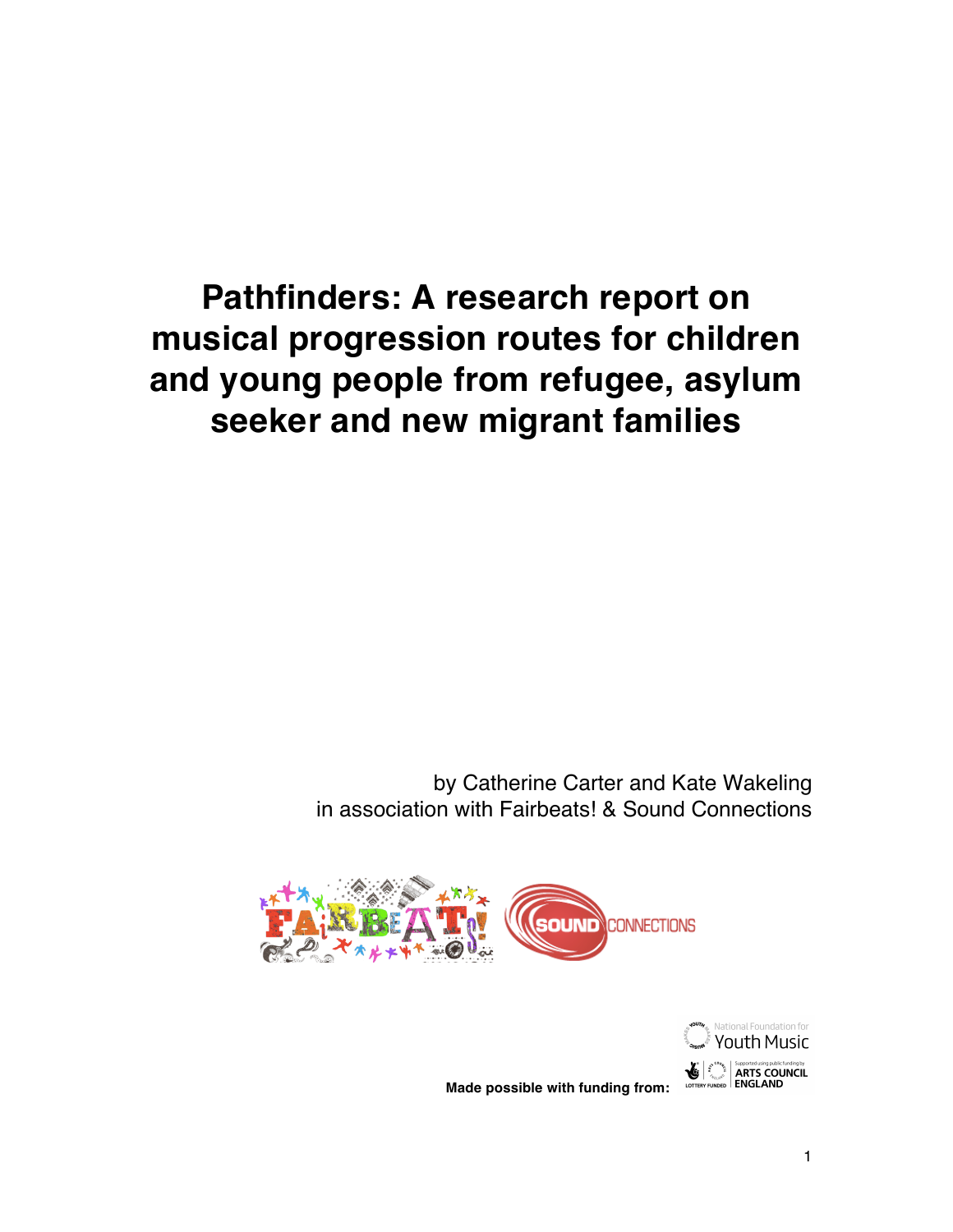# Pathfinders: A research report on musical progression routes for children and young people from refugee, asylum seeker and new migrant families

by Catherine Carter and Kate Wakeling
in association with Fairbeats! & Sound Connections

**Made possible with funding from:**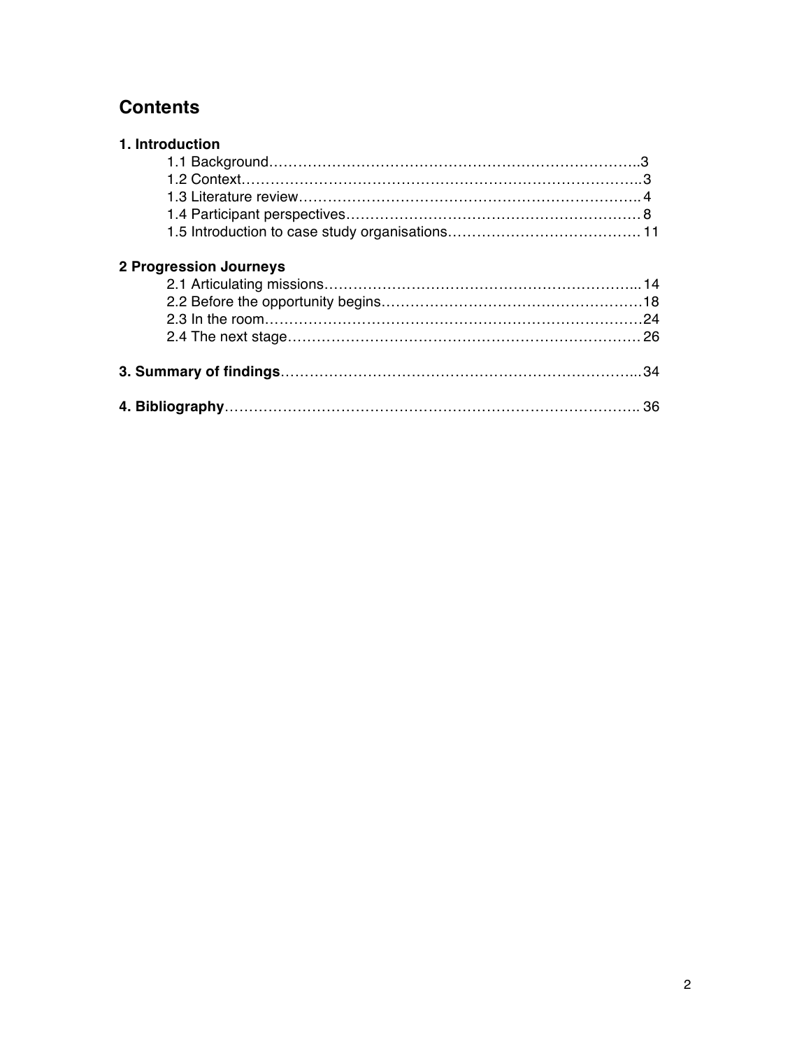# Contents

**1. Introduction**

- 1.1 Background……………………………………………………………………..3
- 1.2 Context…………………………………………………………………………..3
- 1.3 Literature review………………………………………………………………. 4
- 1.4 Participant perspectives……………………………………………………… 8
- 1.5 Introduction to case study organisations…………………………………. 11

**2 Progression Journeys**

- 2.1 Articulating missions………………………………………………………... 14
- 2.2 Before the opportunity begins………………………………………………18
- 2.3 In the room……………………………………………………………………24
- 2.4 The next stage………………………………………………………………. 26

**3. Summary of findings**…………………………………………………………...34

**4. Bibliography**…………………………………………………………………. 36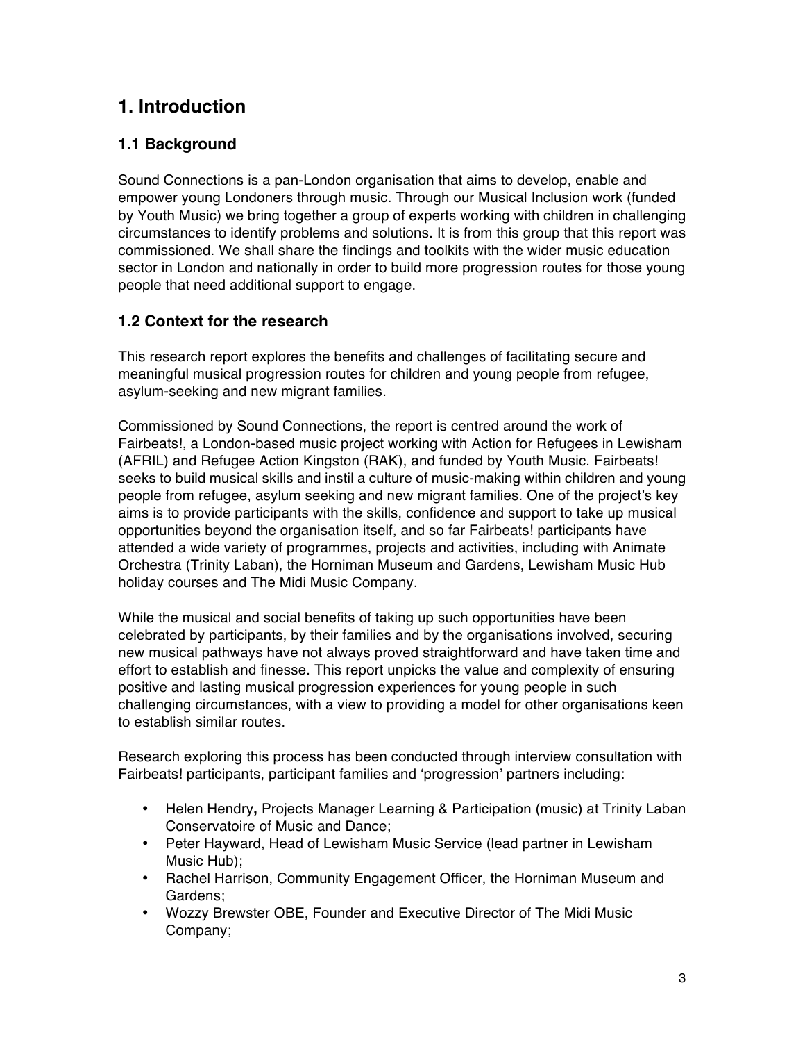# 1. Introduction

## 1.1 Background

Sound Connections is a pan-London organisation that aims to develop, enable and empower young Londoners through music. Through our Musical Inclusion work (funded by Youth Music) we bring together a group of experts working with children in challenging circumstances to identify problems and solutions. It is from this group that this report was commissioned. We shall share the findings and toolkits with the wider music education sector in London and nationally in order to build more progression routes for those young people that need additional support to engage.

## 1.2 Context for the research

This research report explores the benefits and challenges of facilitating secure and meaningful musical progression routes for children and young people from refugee, asylum-seeking and new migrant families.

Commissioned by Sound Connections, the report is centred around the work of Fairbeats!, a London-based music project working with Action for Refugees in Lewisham (AFRIL) and Refugee Action Kingston (RAK), and funded by Youth Music. Fairbeats! seeks to build musical skills and instil a culture of music-making within children and young people from refugee, asylum seeking and new migrant families. One of the project's key aims is to provide participants with the skills, confidence and support to take up musical opportunities beyond the organisation itself, and so far Fairbeats! participants have attended a wide variety of programmes, projects and activities, including with Animate Orchestra (Trinity Laban), the Horniman Museum and Gardens, Lewisham Music Hub holiday courses and The Midi Music Company.

While the musical and social benefits of taking up such opportunities have been celebrated by participants, by their families and by the organisations involved, securing new musical pathways have not always proved straightforward and have taken time and effort to establish and finesse. This report unpicks the value and complexity of ensuring positive and lasting musical progression experiences for young people in such challenging circumstances, with a view to providing a model for other organisations keen to establish similar routes.

Research exploring this process has been conducted through interview consultation with Fairbeats! participants, participant families and 'progression' partners including:

- Helen Hendry**,** Projects Manager Learning & Participation (music) at Trinity Laban Conservatoire of Music and Dance;
- Peter Hayward, Head of Lewisham Music Service (lead partner in Lewisham Music Hub);
- Rachel Harrison, Community Engagement Officer, the Horniman Museum and Gardens;
- Wozzy Brewster OBE, Founder and Executive Director of The Midi Music Company;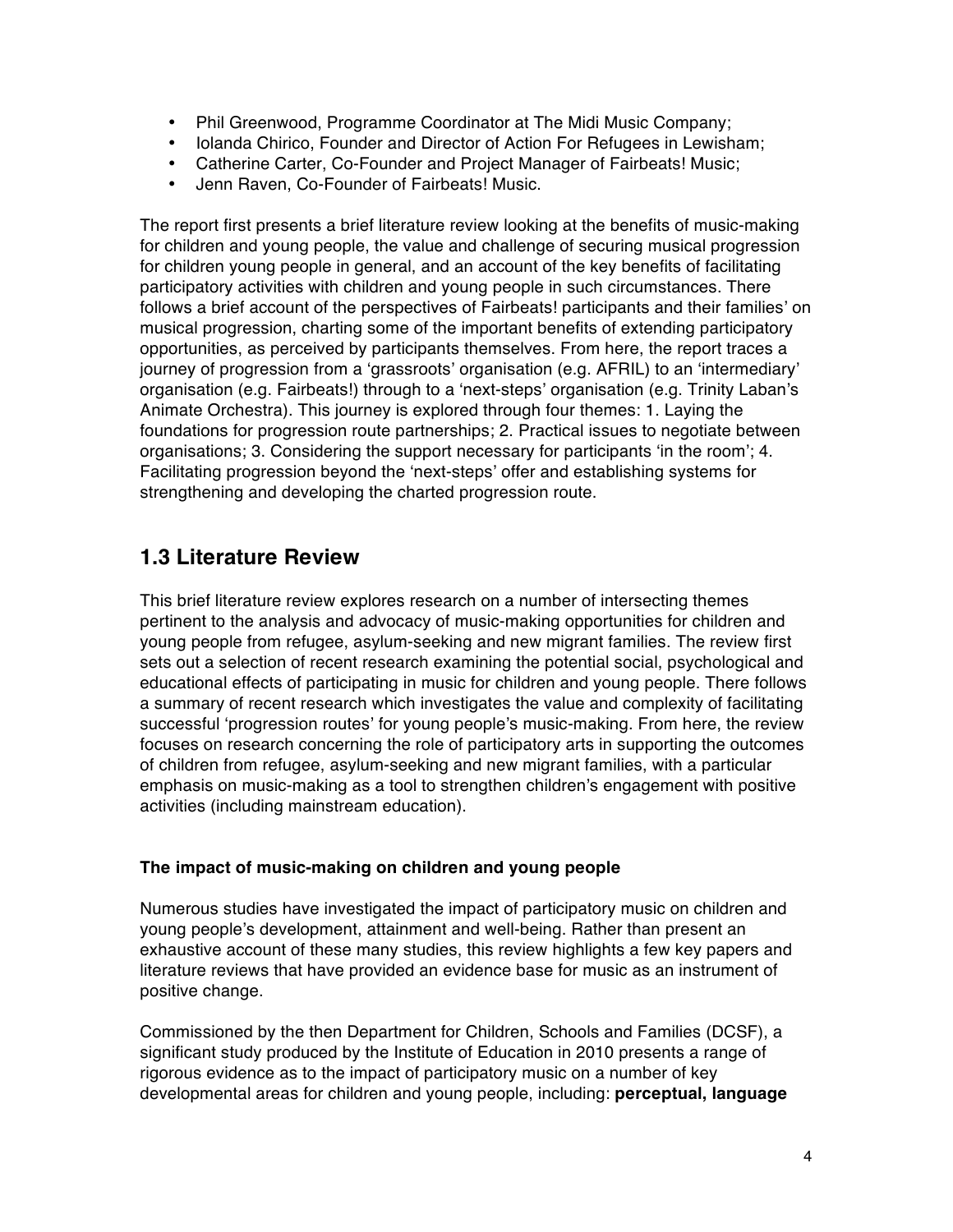- Phil Greenwood, Programme Coordinator at The Midi Music Company;
- Iolanda Chirico, Founder and Director of Action For Refugees in Lewisham;
- Catherine Carter, Co-Founder and Project Manager of Fairbeats! Music;
- Jenn Raven, Co-Founder of Fairbeats! Music.

The report first presents a brief literature review looking at the benefits of music-making for children and young people, the value and challenge of securing musical progression for children young people in general, and an account of the key benefits of facilitating participatory activities with children and young people in such circumstances. There follows a brief account of the perspectives of Fairbeats! participants and their families' on musical progression, charting some of the important benefits of extending participatory opportunities, as perceived by participants themselves. From here, the report traces a journey of progression from a 'grassroots' organisation (e.g. AFRIL) to an 'intermediary' organisation (e.g. Fairbeats!) through to a 'next-steps' organisation (e.g. Trinity Laban's Animate Orchestra). This journey is explored through four themes: 1. Laying the foundations for progression route partnerships; 2. Practical issues to negotiate between organisations; 3. Considering the support necessary for participants 'in the room'; 4. Facilitating progression beyond the 'next-steps' offer and establishing systems for strengthening and developing the charted progression route.

## 1.3 Literature Review

This brief literature review explores research on a number of intersecting themes pertinent to the analysis and advocacy of music-making opportunities for children and young people from refugee, asylum-seeking and new migrant families. The review first sets out a selection of recent research examining the potential social, psychological and educational effects of participating in music for children and young people. There follows a summary of recent research which investigates the value and complexity of facilitating successful 'progression routes' for young people's music-making. From here, the review focuses on research concerning the role of participatory arts in supporting the outcomes of children from refugee, asylum-seeking and new migrant families, with a particular emphasis on music-making as a tool to strengthen children's engagement with positive activities (including mainstream education).

### The impact of music-making on children and young people

Numerous studies have investigated the impact of participatory music on children and young people's development, attainment and well-being. Rather than present an exhaustive account of these many studies, this review highlights a few key papers and literature reviews that have provided an evidence base for music as an instrument of positive change.

Commissioned by the then Department for Children, Schools and Families (DCSF), a significant study produced by the Institute of Education in 2010 presents a range of rigorous evidence as to the impact of participatory music on a number of key developmental areas for children and young people, including: **perceptual, language**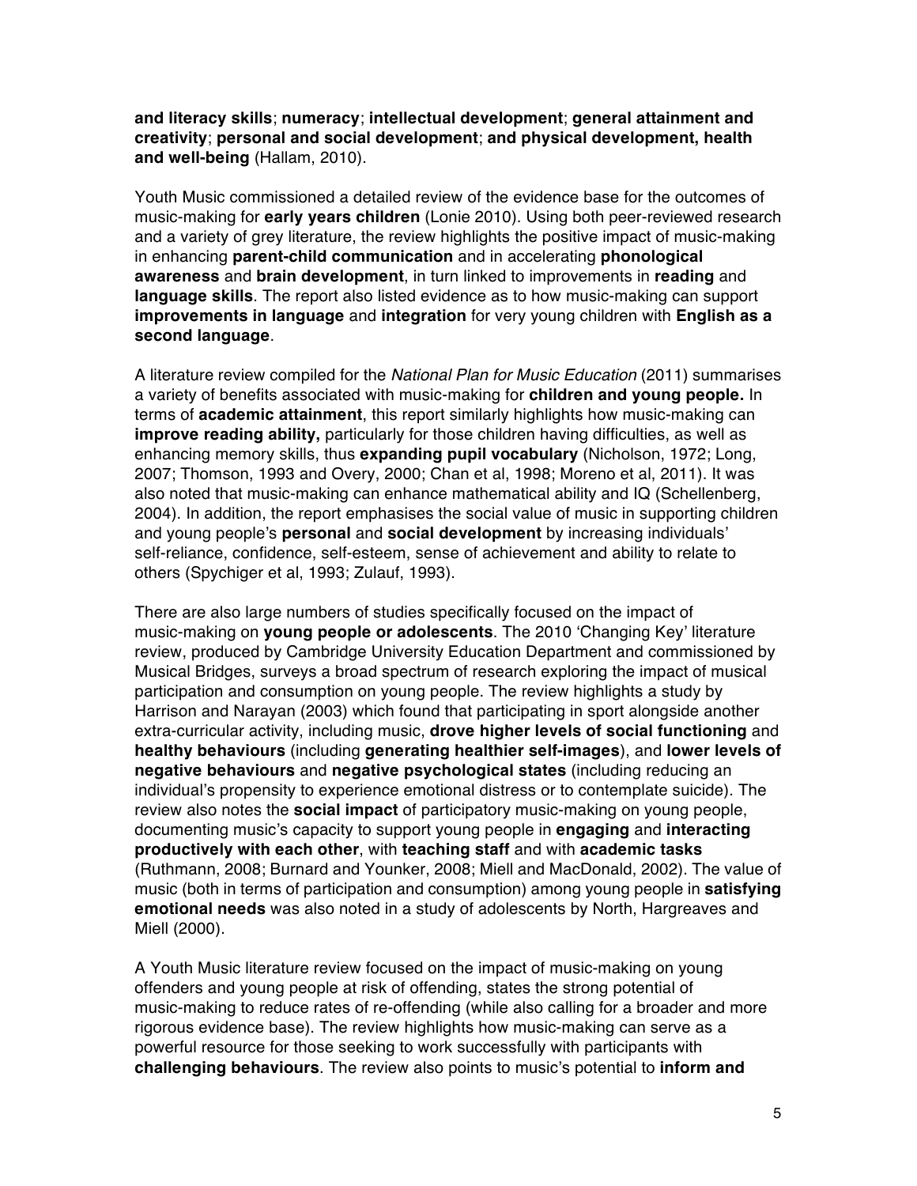**and literacy skills**; **numeracy**; **intellectual development**; **general attainment and creativity**; **personal and social development**; **and physical development, health and well-being** (Hallam, 2010).

Youth Music commissioned a detailed review of the evidence base for the outcomes of music-making for **early years children** (Lonie 2010). Using both peer-reviewed research and a variety of grey literature, the review highlights the positive impact of music-making in enhancing **parent-child communication** and in accelerating **phonological awareness** and **brain development**, in turn linked to improvements in **reading** and **language skills**. The report also listed evidence as to how music-making can support **improvements in language** and **integration** for very young children with **English as a second language**.

A literature review compiled for the *National Plan for Music Education* (2011) summarises a variety of benefits associated with music-making for **children and young people.** In terms of **academic attainment**, this report similarly highlights how music-making can **improve reading ability,** particularly for those children having difficulties, as well as enhancing memory skills, thus **expanding pupil vocabulary** (Nicholson, 1972; Long, 2007; Thomson, 1993 and Overy, 2000; Chan et al, 1998; Moreno et al, 2011). It was also noted that music-making can enhance mathematical ability and IQ (Schellenberg, 2004). In addition, the report emphasises the social value of music in supporting children and young people's **personal** and **social development** by increasing individuals' self-reliance, confidence, self-esteem, sense of achievement and ability to relate to others (Spychiger et al, 1993; Zulauf, 1993).

There are also large numbers of studies specifically focused on the impact of music-making on **young people or adolescents**. The 2010 'Changing Key' literature review, produced by Cambridge University Education Department and commissioned by Musical Bridges, surveys a broad spectrum of research exploring the impact of musical participation and consumption on young people. The review highlights a study by Harrison and Narayan (2003) which found that participating in sport alongside another extra-curricular activity, including music, **drove higher levels of social functioning** and **healthy behaviours** (including **generating healthier self-images**), and **lower levels of negative behaviours** and **negative psychological states** (including reducing an individual's propensity to experience emotional distress or to contemplate suicide). The review also notes the **social impact** of participatory music-making on young people, documenting music's capacity to support young people in **engaging** and **interacting productively with each other**, with **teaching staff** and with **academic tasks** (Ruthmann, 2008; Burnard and Younker, 2008; Miell and MacDonald, 2002). The value of music (both in terms of participation and consumption) among young people in **satisfying emotional needs** was also noted in a study of adolescents by North, Hargreaves and Miell (2000).

A Youth Music literature review focused on the impact of music-making on young offenders and young people at risk of offending, states the strong potential of music-making to reduce rates of re-offending (while also calling for a broader and more rigorous evidence base). The review highlights how music-making can serve as a powerful resource for those seeking to work successfully with participants with **challenging behaviours**. The review also points to music's potential to **inform and**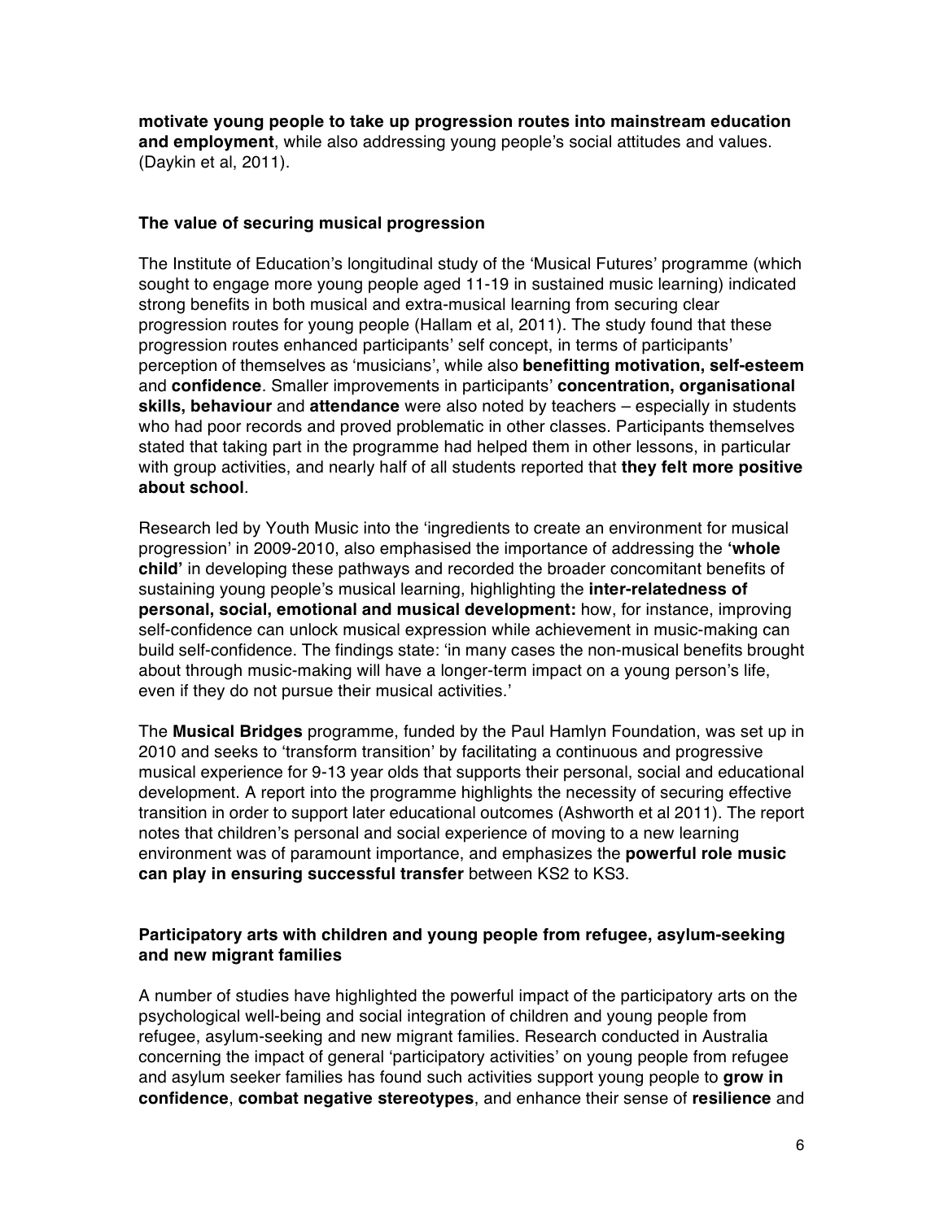**motivate young people to take up progression routes into mainstream education and employment**, while also addressing young people's social attitudes and values. (Daykin et al, 2011).

### The value of securing musical progression

The Institute of Education's longitudinal study of the 'Musical Futures' programme (which sought to engage more young people aged 11-19 in sustained music learning) indicated strong benefits in both musical and extra-musical learning from securing clear progression routes for young people (Hallam et al, 2011). The study found that these progression routes enhanced participants' self concept, in terms of participants' perception of themselves as 'musicians', while also **benefitting motivation, self-esteem** and **confidence**. Smaller improvements in participants' **concentration, organisational skills, behaviour** and **attendance** were also noted by teachers – especially in students who had poor records and proved problematic in other classes. Participants themselves stated that taking part in the programme had helped them in other lessons, in particular with group activities, and nearly half of all students reported that **they felt more positive about school**.

Research led by Youth Music into the 'ingredients to create an environment for musical progression' in 2009-2010, also emphasised the importance of addressing the **'whole child'** in developing these pathways and recorded the broader concomitant benefits of sustaining young people's musical learning, highlighting the **inter-relatedness of personal, social, emotional and musical development:** how, for instance, improving self-confidence can unlock musical expression while achievement in music-making can build self-confidence. The findings state: 'in many cases the non-musical benefits brought about through music-making will have a longer-term impact on a young person's life, even if they do not pursue their musical activities.'

The **Musical Bridges** programme, funded by the Paul Hamlyn Foundation, was set up in 2010 and seeks to 'transform transition' by facilitating a continuous and progressive musical experience for 9-13 year olds that supports their personal, social and educational development. A report into the programme highlights the necessity of securing effective transition in order to support later educational outcomes (Ashworth et al 2011). The report notes that children's personal and social experience of moving to a new learning environment was of paramount importance, and emphasizes the **powerful role music can play in ensuring successful transfer** between KS2 to KS3.

### Participatory arts with children and young people from refugee, asylum-seeking and new migrant families

A number of studies have highlighted the powerful impact of the participatory arts on the psychological well-being and social integration of children and young people from refugee, asylum-seeking and new migrant families. Research conducted in Australia concerning the impact of general 'participatory activities' on young people from refugee and asylum seeker families has found such activities support young people to **grow in confidence**, **combat negative stereotypes**, and enhance their sense of **resilience** and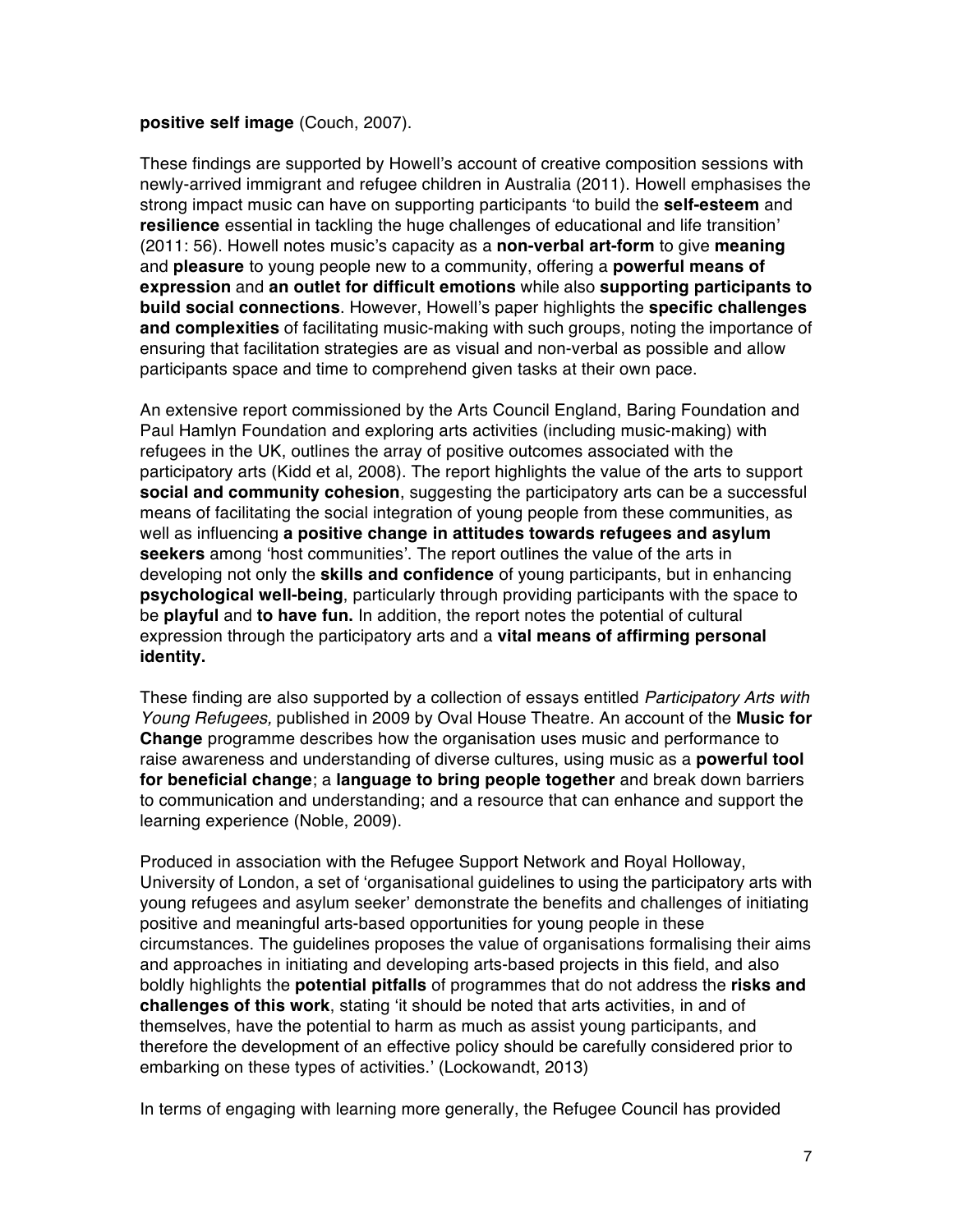**positive self image** (Couch, 2007).

These findings are supported by Howell's account of creative composition sessions with newly-arrived immigrant and refugee children in Australia (2011). Howell emphasises the strong impact music can have on supporting participants 'to build the **self-esteem** and **resilience** essential in tackling the huge challenges of educational and life transition' (2011: 56). Howell notes music's capacity as a **non-verbal art-form** to give **meaning** and **pleasure** to young people new to a community, offering a **powerful means of expression** and **an outlet for difficult emotions** while also **supporting participants to build social connections**. However, Howell's paper highlights the **specific challenges and complexities** of facilitating music-making with such groups, noting the importance of ensuring that facilitation strategies are as visual and non-verbal as possible and allow participants space and time to comprehend given tasks at their own pace.

An extensive report commissioned by the Arts Council England, Baring Foundation and Paul Hamlyn Foundation and exploring arts activities (including music-making) with refugees in the UK, outlines the array of positive outcomes associated with the participatory arts (Kidd et al, 2008). The report highlights the value of the arts to support **social and community cohesion**, suggesting the participatory arts can be a successful means of facilitating the social integration of young people from these communities, as well as influencing **a positive change in attitudes towards refugees and asylum seekers** among 'host communities'. The report outlines the value of the arts in developing not only the **skills and confidence** of young participants, but in enhancing **psychological well-being**, particularly through providing participants with the space to be **playful** and **to have fun.** In addition, the report notes the potential of cultural expression through the participatory arts and a **vital means of affirming personal identity.**

These finding are also supported by a collection of essays entitled *Participatory Arts with Young Refugees,* published in 2009 by Oval House Theatre. An account of the **Music for Change** programme describes how the organisation uses music and performance to raise awareness and understanding of diverse cultures, using music as a **powerful tool for beneficial change**; a **language to bring people together** and break down barriers to communication and understanding; and a resource that can enhance and support the learning experience (Noble, 2009).

Produced in association with the Refugee Support Network and Royal Holloway, University of London, a set of 'organisational guidelines to using the participatory arts with young refugees and asylum seeker' demonstrate the benefits and challenges of initiating positive and meaningful arts-based opportunities for young people in these circumstances. The guidelines proposes the value of organisations formalising their aims and approaches in initiating and developing arts-based projects in this field, and also boldly highlights the **potential pitfalls** of programmes that do not address the **risks and challenges of this work**, stating 'it should be noted that arts activities, in and of themselves, have the potential to harm as much as assist young participants, and therefore the development of an effective policy should be carefully considered prior to embarking on these types of activities.' (Lockowandt, 2013)

In terms of engaging with learning more generally, the Refugee Council has provided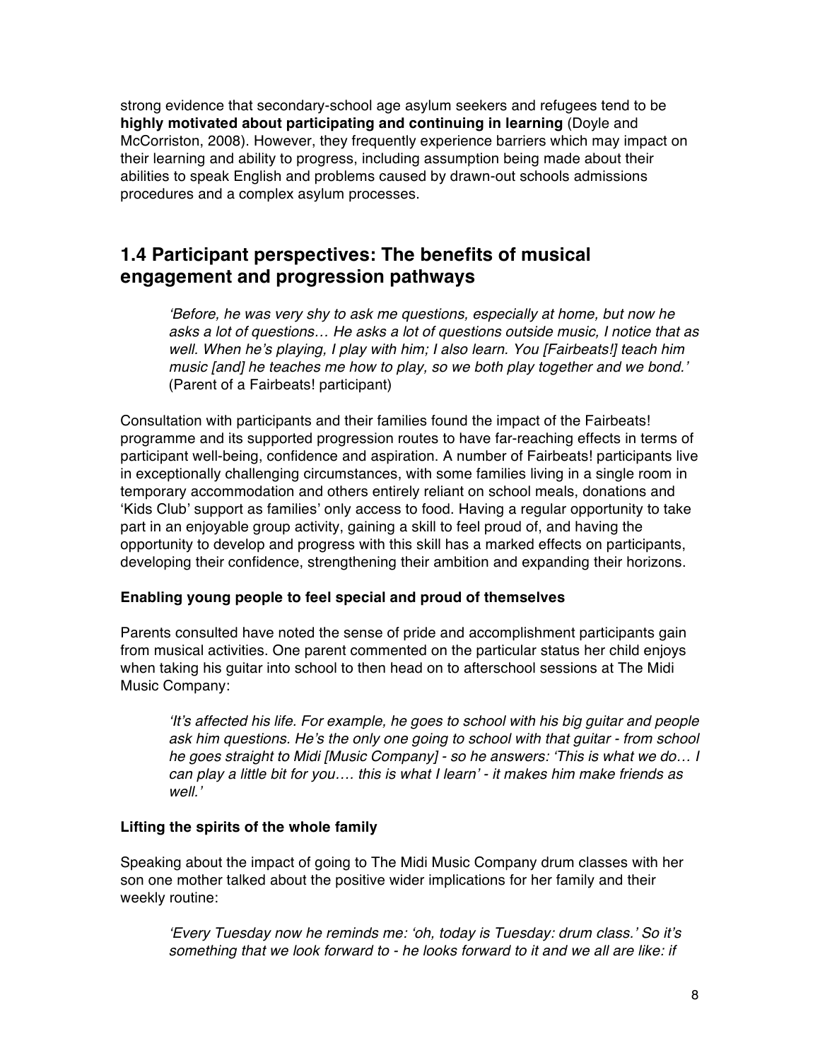strong evidence that secondary-school age asylum seekers and refugees tend to be **highly motivated about participating and continuing in learning** (Doyle and McCorriston, 2008). However, they frequently experience barriers which may impact on their learning and ability to progress, including assumption being made about their abilities to speak English and problems caused by drawn-out schools admissions procedures and a complex asylum processes.

## 1.4 Participant perspectives: The benefits of musical engagement and progression pathways

> *'Before, he was very shy to ask me questions, especially at home, but now he asks a lot of questions… He asks a lot of questions outside music, I notice that as well. When he's playing, I play with him; I also learn. You [Fairbeats!] teach him music [and] he teaches me how to play, so we both play together and we bond.'*
> (Parent of a Fairbeats! participant)

Consultation with participants and their families found the impact of the Fairbeats! programme and its supported progression routes to have far-reaching effects in terms of participant well-being, confidence and aspiration. A number of Fairbeats! participants live in exceptionally challenging circumstances, with some families living in a single room in temporary accommodation and others entirely reliant on school meals, donations and 'Kids Club' support as families' only access to food. Having a regular opportunity to take part in an enjoyable group activity, gaining a skill to feel proud of, and having the opportunity to develop and progress with this skill has a marked effects on participants, developing their confidence, strengthening their ambition and expanding their horizons.

**Enabling young people to feel special and proud of themselves**

Parents consulted have noted the sense of pride and accomplishment participants gain from musical activities. One parent commented on the particular status her child enjoys when taking his guitar into school to then head on to afterschool sessions at The Midi Music Company:

> *'It's affected his life. For example, he goes to school with his big guitar and people ask him questions. He's the only one going to school with that guitar - from school he goes straight to Midi [Music Company] - so he answers: 'This is what we do… I can play a little bit for you…. this is what I learn' - it makes him make friends as well.'*

**Lifting the spirits of the whole family**

Speaking about the impact of going to The Midi Music Company drum classes with her son one mother talked about the positive wider implications for her family and their weekly routine:

> *'Every Tuesday now he reminds me: 'oh, today is Tuesday: drum class.' So it's something that we look forward to - he looks forward to it and we all are like: if*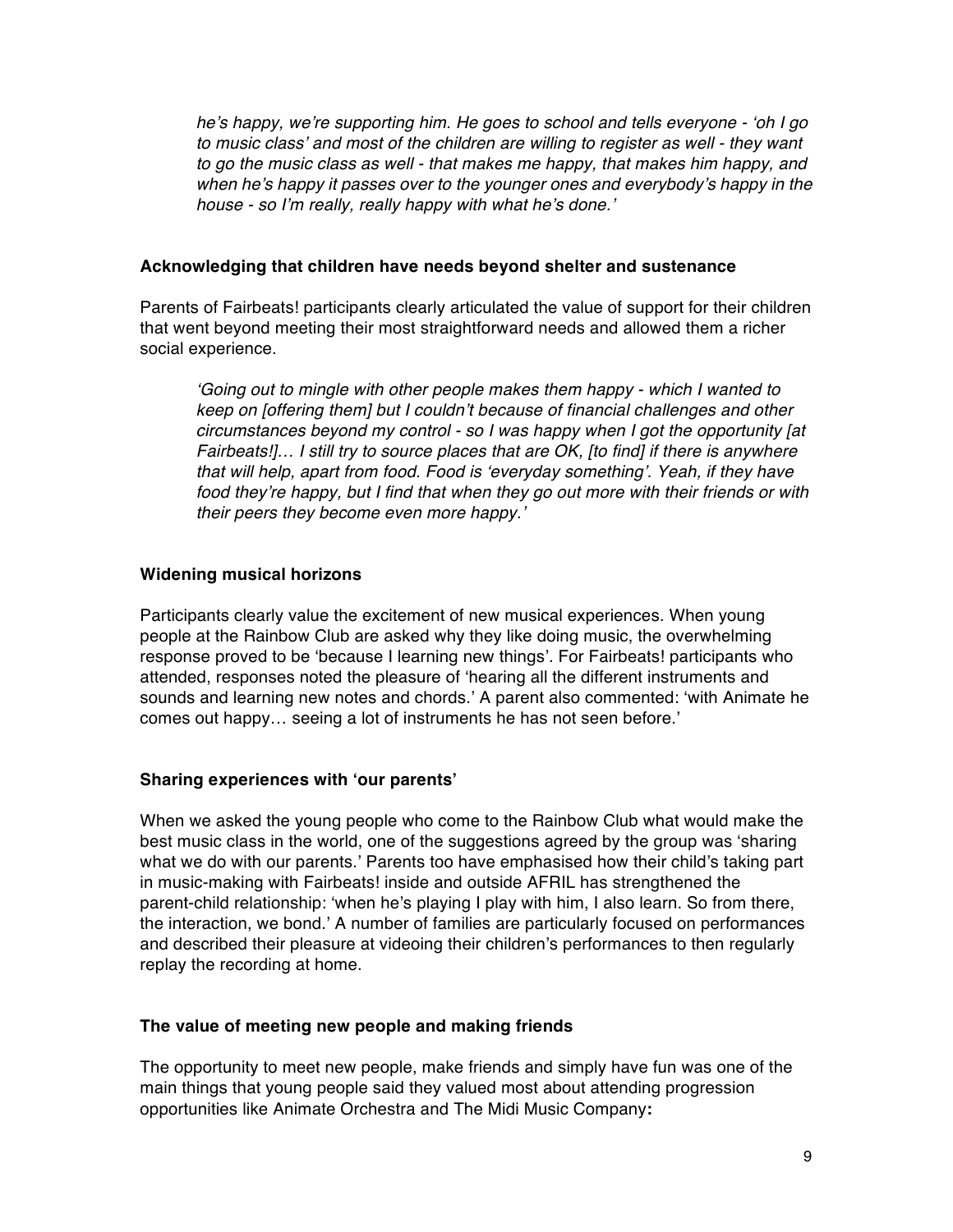*he's happy, we're supporting him. He goes to school and tells everyone - 'oh I go to music class' and most of the children are willing to register as well - they want to go the music class as well - that makes me happy, that makes him happy, and when he's happy it passes over to the younger ones and everybody's happy in the house - so I'm really, really happy with what he's done.'*

**Acknowledging that children have needs beyond shelter and sustenance**

Parents of Fairbeats! participants clearly articulated the value of support for their children that went beyond meeting their most straightforward needs and allowed them a richer social experience.

> *'Going out to mingle with other people makes them happy - which I wanted to keep on [offering them] but I couldn't because of financial challenges and other circumstances beyond my control - so I was happy when I got the opportunity [at Fairbeats!]… I still try to source places that are OK, [to find] if there is anywhere that will help, apart from food. Food is 'everyday something'. Yeah, if they have food they're happy, but I find that when they go out more with their friends or with their peers they become even more happy.'*

**Widening musical horizons**

Participants clearly value the excitement of new musical experiences. When young people at the Rainbow Club are asked why they like doing music, the overwhelming response proved to be 'because I learning new things'. For Fairbeats! participants who attended, responses noted the pleasure of 'hearing all the different instruments and sounds and learning new notes and chords.' A parent also commented: 'with Animate he comes out happy… seeing a lot of instruments he has not seen before.'

**Sharing experiences with 'our parents'**

When we asked the young people who come to the Rainbow Club what would make the best music class in the world, one of the suggestions agreed by the group was 'sharing what we do with our parents.' Parents too have emphasised how their child's taking part in music-making with Fairbeats! inside and outside AFRIL has strengthened the parent-child relationship: 'when he's playing I play with him, I also learn. So from there, the interaction, we bond.' A number of families are particularly focused on performances and described their pleasure at videoing their children's performances to then regularly replay the recording at home.

**The value of meeting new people and making friends**

The opportunity to meet new people, make friends and simply have fun was one of the main things that young people said they valued most about attending progression opportunities like Animate Orchestra and The Midi Music Company**:**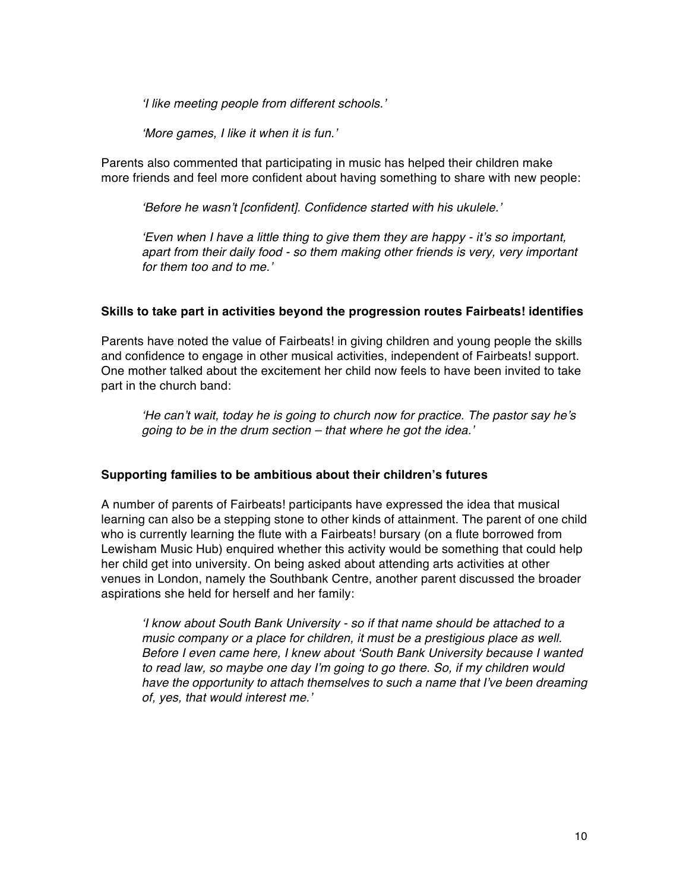*'I like meeting people from different schools.'*

*'More games, I like it when it is fun.'*

Parents also commented that participating in music has helped their children make more friends and feel more confident about having something to share with new people:

*'Before he wasn't [confident]. Confidence started with his ukulele.'*

*'Even when I have a little thing to give them they are happy - it's so important, apart from their daily food - so them making other friends is very, very important for them too and to me.'*

**Skills to take part in activities beyond the progression routes Fairbeats! identifies**

Parents have noted the value of Fairbeats! in giving children and young people the skills and confidence to engage in other musical activities, independent of Fairbeats! support. One mother talked about the excitement her child now feels to have been invited to take part in the church band:

*'He can't wait, today he is going to church now for practice. The pastor say he's going to be in the drum section – that where he got the idea.'*

**Supporting families to be ambitious about their children's futures**

A number of parents of Fairbeats! participants have expressed the idea that musical learning can also be a stepping stone to other kinds of attainment. The parent of one child who is currently learning the flute with a Fairbeats! bursary (on a flute borrowed from Lewisham Music Hub) enquired whether this activity would be something that could help her child get into university. On being asked about attending arts activities at other venues in London, namely the Southbank Centre, another parent discussed the broader aspirations she held for herself and her family:

*'I know about South Bank University - so if that name should be attached to a music company or a place for children, it must be a prestigious place as well. Before I even came here, I knew about 'South Bank University because I wanted to read law, so maybe one day I'm going to go there. So, if my children would have the opportunity to attach themselves to such a name that I've been dreaming of, yes, that would interest me.'*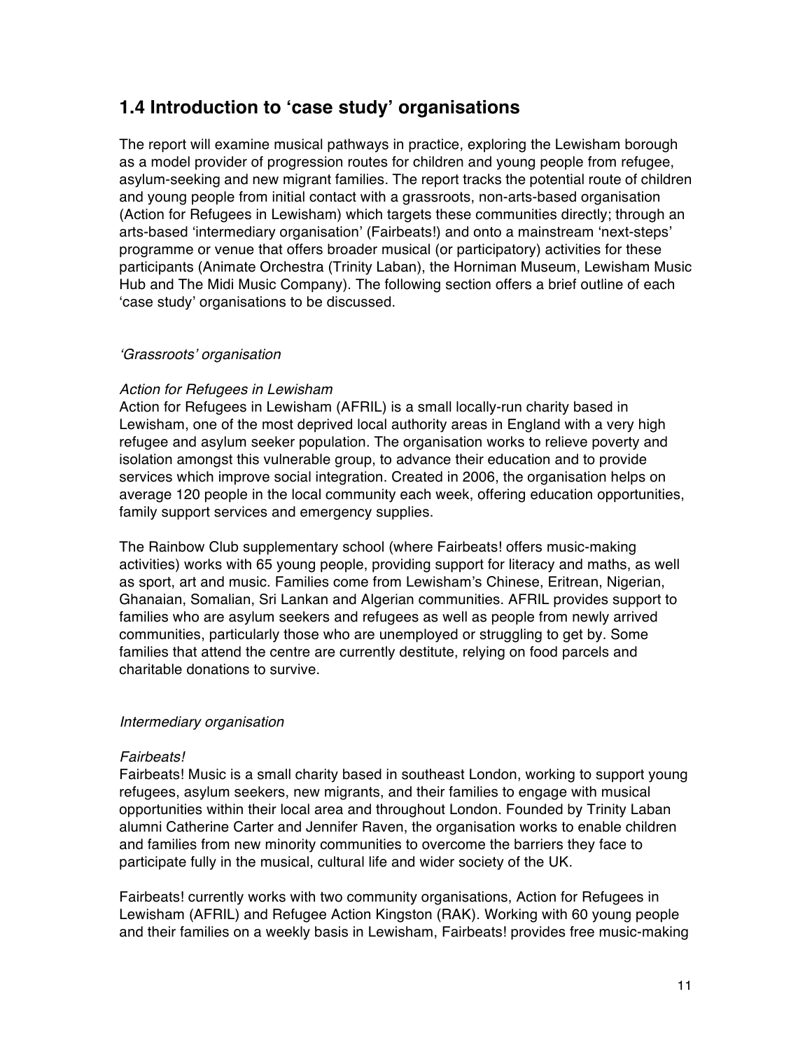## 1.4 Introduction to 'case study' organisations

The report will examine musical pathways in practice, exploring the Lewisham borough as a model provider of progression routes for children and young people from refugee, asylum-seeking and new migrant families. The report tracks the potential route of children and young people from initial contact with a grassroots, non-arts-based organisation (Action for Refugees in Lewisham) which targets these communities directly; through an arts-based 'intermediary organisation' (Fairbeats!) and onto a mainstream 'next-steps' programme or venue that offers broader musical (or participatory) activities for these participants (Animate Orchestra (Trinity Laban), the Horniman Museum, Lewisham Music Hub and The Midi Music Company). The following section offers a brief outline of each 'case study' organisations to be discussed.

*'Grassroots' organisation*

*Action for Refugees in Lewisham*

Action for Refugees in Lewisham (AFRIL) is a small locally-run charity based in Lewisham, one of the most deprived local authority areas in England with a very high refugee and asylum seeker population. The organisation works to relieve poverty and isolation amongst this vulnerable group, to advance their education and to provide services which improve social integration. Created in 2006, the organisation helps on average 120 people in the local community each week, offering education opportunities, family support services and emergency supplies.

The Rainbow Club supplementary school (where Fairbeats! offers music-making activities) works with 65 young people, providing support for literacy and maths, as well as sport, art and music. Families come from Lewisham's Chinese, Eritrean, Nigerian, Ghanaian, Somalian, Sri Lankan and Algerian communities. AFRIL provides support to families who are asylum seekers and refugees as well as people from newly arrived communities, particularly those who are unemployed or struggling to get by. Some families that attend the centre are currently destitute, relying on food parcels and charitable donations to survive.

*Intermediary organisation*

*Fairbeats!*

Fairbeats! Music is a small charity based in southeast London, working to support young refugees, asylum seekers, new migrants, and their families to engage with musical opportunities within their local area and throughout London. Founded by Trinity Laban alumni Catherine Carter and Jennifer Raven, the organisation works to enable children and families from new minority communities to overcome the barriers they face to participate fully in the musical, cultural life and wider society of the UK.

Fairbeats! currently works with two community organisations, Action for Refugees in Lewisham (AFRIL) and Refugee Action Kingston (RAK). Working with 60 young people and their families on a weekly basis in Lewisham, Fairbeats! provides free music-making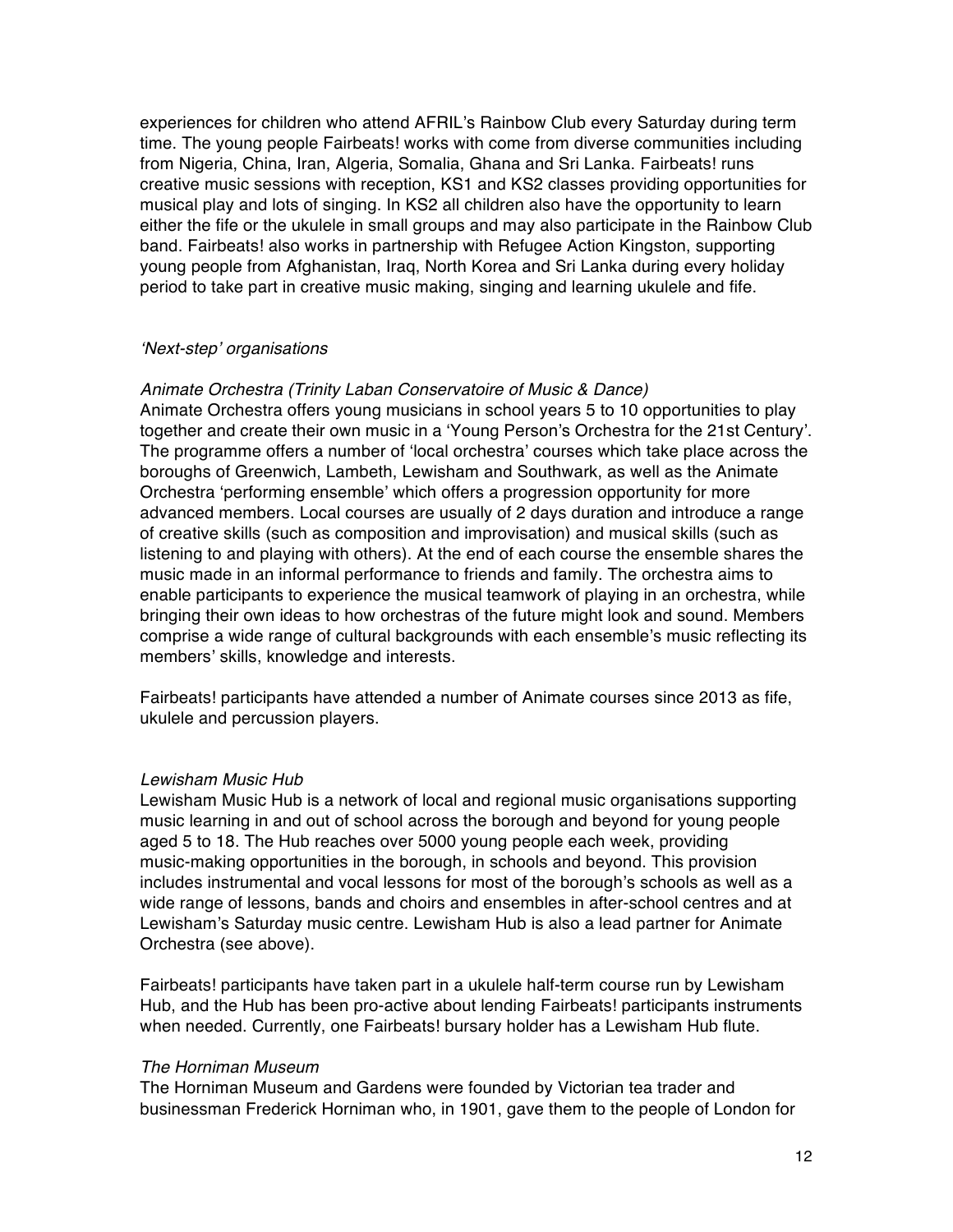experiences for children who attend AFRIL's Rainbow Club every Saturday during term time. The young people Fairbeats! works with come from diverse communities including from Nigeria, China, Iran, Algeria, Somalia, Ghana and Sri Lanka. Fairbeats! runs creative music sessions with reception, KS1 and KS2 classes providing opportunities for musical play and lots of singing. In KS2 all children also have the opportunity to learn either the fife or the ukulele in small groups and may also participate in the Rainbow Club band. Fairbeats! also works in partnership with Refugee Action Kingston, supporting young people from Afghanistan, Iraq, North Korea and Sri Lanka during every holiday period to take part in creative music making, singing and learning ukulele and fife.

*'Next-step' organisations*

*Animate Orchestra (Trinity Laban Conservatoire of Music & Dance)*

Animate Orchestra offers young musicians in school years 5 to 10 opportunities to play together and create their own music in a 'Young Person's Orchestra for the 21st Century'. The programme offers a number of 'local orchestra' courses which take place across the boroughs of Greenwich, Lambeth, Lewisham and Southwark, as well as the Animate Orchestra 'performing ensemble' which offers a progression opportunity for more advanced members. Local courses are usually of 2 days duration and introduce a range of creative skills (such as composition and improvisation) and musical skills (such as listening to and playing with others). At the end of each course the ensemble shares the music made in an informal performance to friends and family. The orchestra aims to enable participants to experience the musical teamwork of playing in an orchestra, while bringing their own ideas to how orchestras of the future might look and sound. Members comprise a wide range of cultural backgrounds with each ensemble's music reflecting its members' skills, knowledge and interests.

Fairbeats! participants have attended a number of Animate courses since 2013 as fife, ukulele and percussion players.

*Lewisham Music Hub*

Lewisham Music Hub is a network of local and regional music organisations supporting music learning in and out of school across the borough and beyond for young people aged 5 to 18. The Hub reaches over 5000 young people each week, providing music-making opportunities in the borough, in schools and beyond. This provision includes instrumental and vocal lessons for most of the borough's schools as well as a wide range of lessons, bands and choirs and ensembles in after-school centres and at Lewisham's Saturday music centre. Lewisham Hub is also a lead partner for Animate Orchestra (see above).

Fairbeats! participants have taken part in a ukulele half-term course run by Lewisham Hub, and the Hub has been pro-active about lending Fairbeats! participants instruments when needed. Currently, one Fairbeats! bursary holder has a Lewisham Hub flute.

*The Horniman Museum*

The Horniman Museum and Gardens were founded by Victorian tea trader and businessman Frederick Horniman who, in 1901, gave them to the people of London for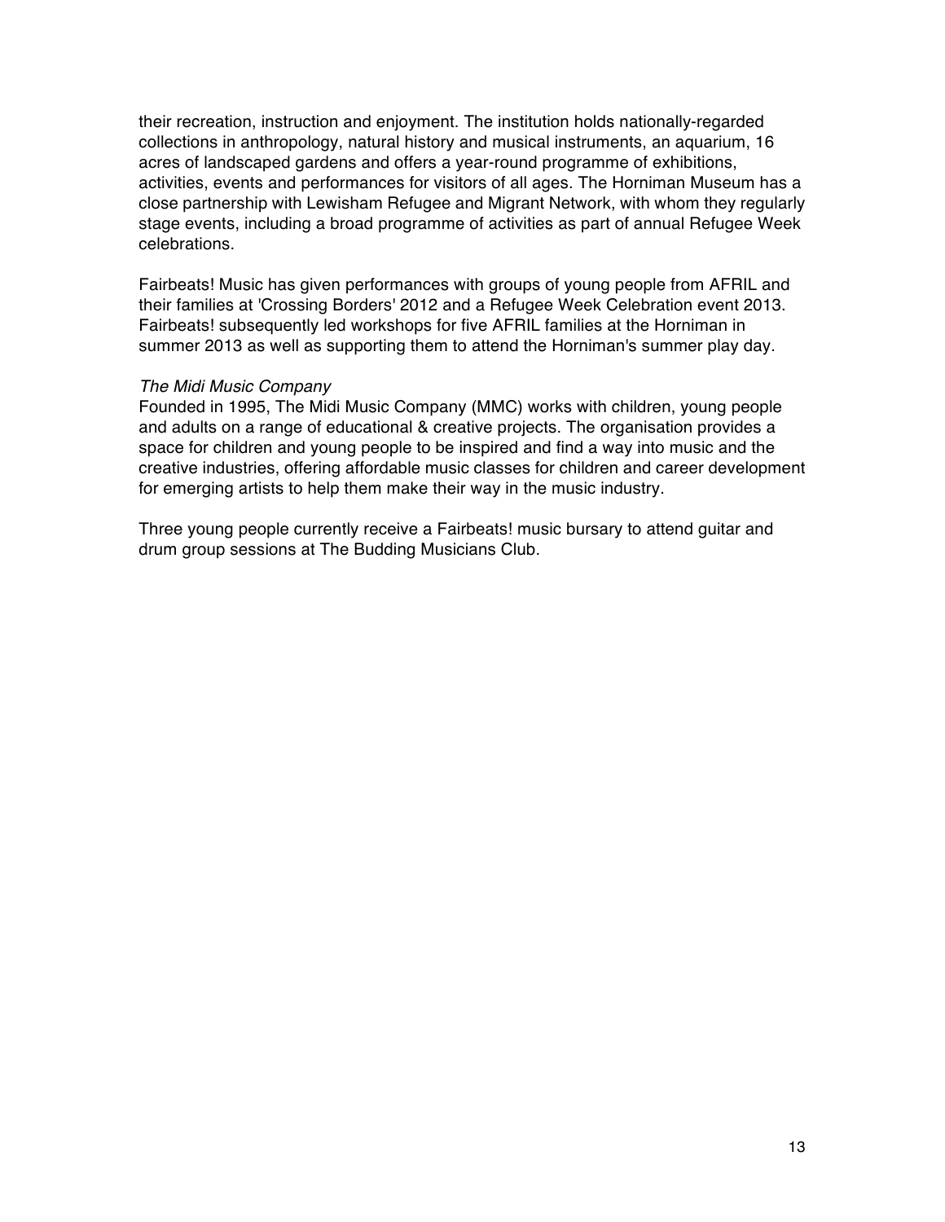their recreation, instruction and enjoyment. The institution holds nationally-regarded collections in anthropology, natural history and musical instruments, an aquarium, 16 acres of landscaped gardens and offers a year-round programme of exhibitions, activities, events and performances for visitors of all ages. The Horniman Museum has a close partnership with Lewisham Refugee and Migrant Network, with whom they regularly stage events, including a broad programme of activities as part of annual Refugee Week celebrations.

Fairbeats! Music has given performances with groups of young people from AFRIL and their families at 'Crossing Borders' 2012 and a Refugee Week Celebration event 2013. Fairbeats! subsequently led workshops for five AFRIL families at the Horniman in summer 2013 as well as supporting them to attend the Horniman's summer play day.

*The Midi Music Company*
Founded in 1995, The Midi Music Company (MMC) works with children, young people and adults on a range of educational & creative projects. The organisation provides a space for children and young people to be inspired and find a way into music and the creative industries, offering affordable music classes for children and career development for emerging artists to help them make their way in the music industry.

Three young people currently receive a Fairbeats! music bursary to attend guitar and drum group sessions at The Budding Musicians Club.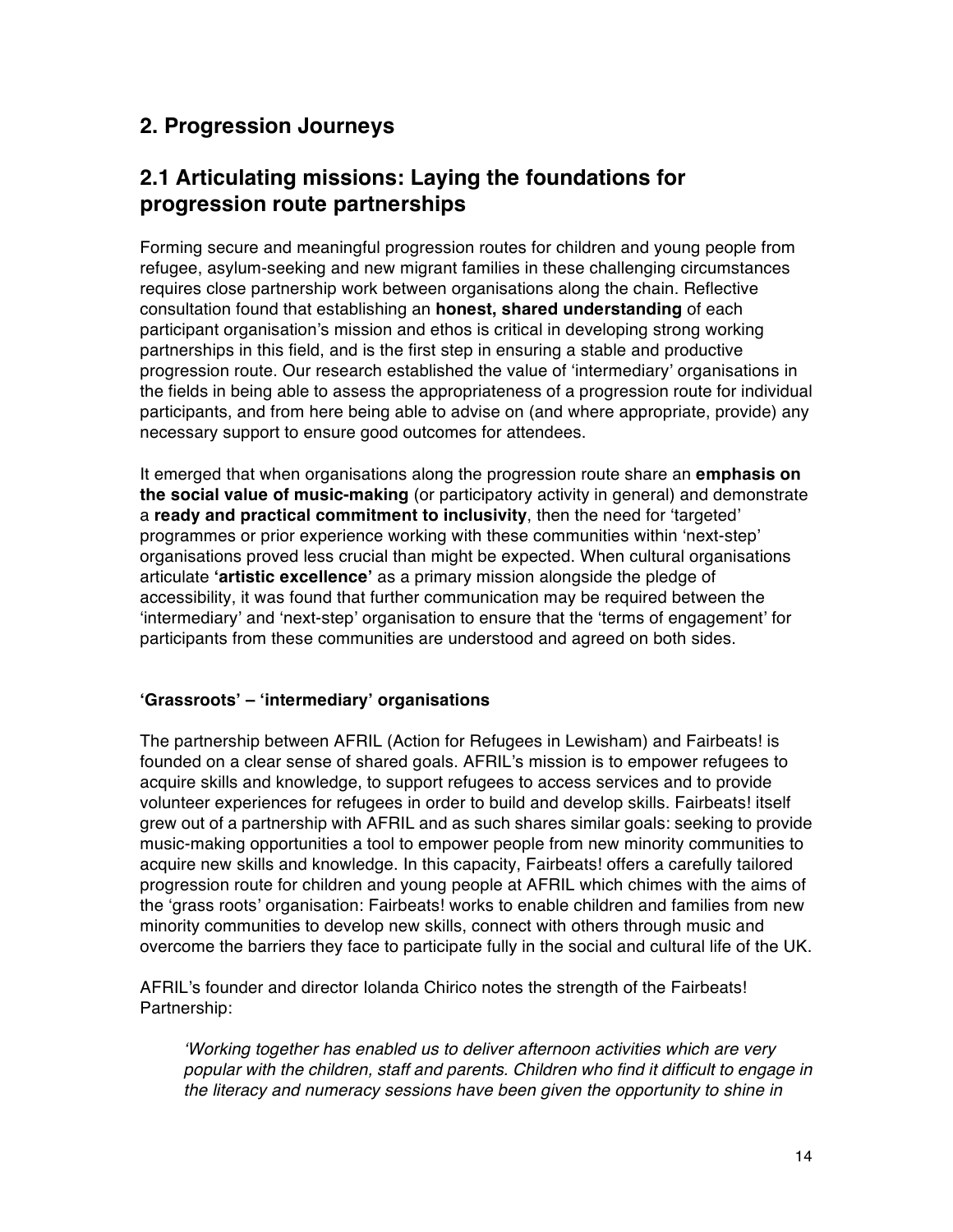## 2. Progression Journeys

## 2.1 Articulating missions: Laying the foundations for progression route partnerships

Forming secure and meaningful progression routes for children and young people from refugee, asylum-seeking and new migrant families in these challenging circumstances requires close partnership work between organisations along the chain. Reflective consultation found that establishing an **honest, shared understanding** of each participant organisation's mission and ethos is critical in developing strong working partnerships in this field, and is the first step in ensuring a stable and productive progression route. Our research established the value of 'intermediary' organisations in the fields in being able to assess the appropriateness of a progression route for individual participants, and from here being able to advise on (and where appropriate, provide) any necessary support to ensure good outcomes for attendees.

It emerged that when organisations along the progression route share an **emphasis on the social value of music-making** (or participatory activity in general) and demonstrate a **ready and practical commitment to inclusivity**, then the need for 'targeted' programmes or prior experience working with these communities within 'next-step' organisations proved less crucial than might be expected. When cultural organisations articulate **'artistic excellence'** as a primary mission alongside the pledge of accessibility, it was found that further communication may be required between the 'intermediary' and 'next-step' organisation to ensure that the 'terms of engagement' for participants from these communities are understood and agreed on both sides.

**'Grassroots' – 'intermediary' organisations**

The partnership between AFRIL (Action for Refugees in Lewisham) and Fairbeats! is founded on a clear sense of shared goals. AFRIL's mission is to empower refugees to acquire skills and knowledge, to support refugees to access services and to provide volunteer experiences for refugees in order to build and develop skills. Fairbeats! itself grew out of a partnership with AFRIL and as such shares similar goals: seeking to provide music-making opportunities a tool to empower people from new minority communities to acquire new skills and knowledge. In this capacity, Fairbeats! offers a carefully tailored progression route for children and young people at AFRIL which chimes with the aims of the 'grass roots' organisation: Fairbeats! works to enable children and families from new minority communities to develop new skills, connect with others through music and overcome the barriers they face to participate fully in the social and cultural life of the UK.

AFRIL's founder and director Iolanda Chirico notes the strength of the Fairbeats! Partnership:

> *'Working together has enabled us to deliver afternoon activities which are very popular with the children, staff and parents. Children who find it difficult to engage in the literacy and numeracy sessions have been given the opportunity to shine in*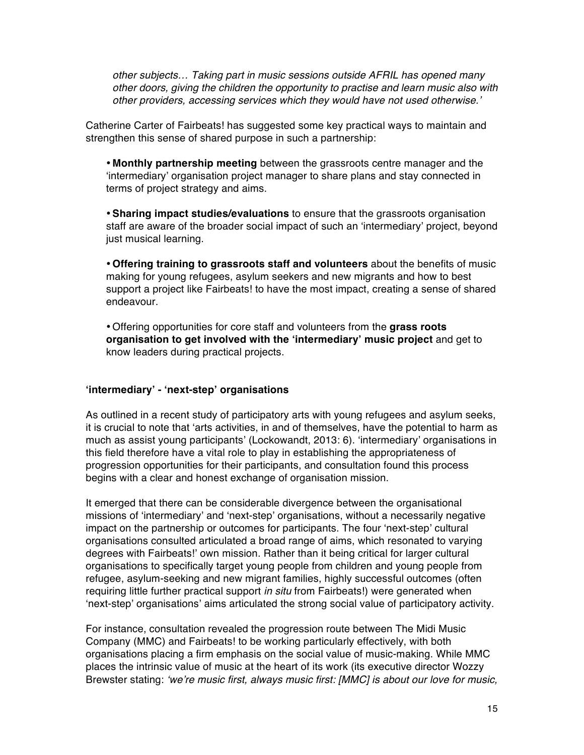*other subjects… Taking part in music sessions outside AFRIL has opened many other doors, giving the children the opportunity to practise and learn music also with other providers, accessing services which they would have not used otherwise.'*

Catherine Carter of Fairbeats! has suggested some key practical ways to maintain and strengthen this sense of shared purpose in such a partnership:

- **Monthly partnership meeting** between the grassroots centre manager and the 'intermediary' organisation project manager to share plans and stay connected in terms of project strategy and aims.

- **Sharing impact studies/evaluations** to ensure that the grassroots organisation staff are aware of the broader social impact of such an 'intermediary' project, beyond just musical learning.

- **Offering training to grassroots staff and volunteers** about the benefits of music making for young refugees, asylum seekers and new migrants and how to best support a project like Fairbeats! to have the most impact, creating a sense of shared endeavour.

- Offering opportunities for core staff and volunteers from the **grass roots organisation to get involved with the 'intermediary' music project** and get to know leaders during practical projects.

### 'intermediary' - 'next-step' organisations

As outlined in a recent study of participatory arts with young refugees and asylum seeks, it is crucial to note that 'arts activities, in and of themselves, have the potential to harm as much as assist young participants' (Lockowandt, 2013: 6). 'intermediary' organisations in this field therefore have a vital role to play in establishing the appropriateness of progression opportunities for their participants, and consultation found this process begins with a clear and honest exchange of organisation mission.

It emerged that there can be considerable divergence between the organisational missions of 'intermediary' and 'next-step' organisations, without a necessarily negative impact on the partnership or outcomes for participants. The four 'next-step' cultural organisations consulted articulated a broad range of aims, which resonated to varying degrees with Fairbeats!' own mission. Rather than it being critical for larger cultural organisations to specifically target young people from children and young people from refugee, asylum-seeking and new migrant families, highly successful outcomes (often requiring little further practical support *in situ* from Fairbeats!) were generated when 'next-step' organisations' aims articulated the strong social value of participatory activity.

For instance, consultation revealed the progression route between The Midi Music Company (MMC) and Fairbeats! to be working particularly effectively, with both organisations placing a firm emphasis on the social value of music-making. While MMC places the intrinsic value of music at the heart of its work (its executive director Wozzy Brewster stating: *'we're music first, always music first: [MMC] is about our love for music,*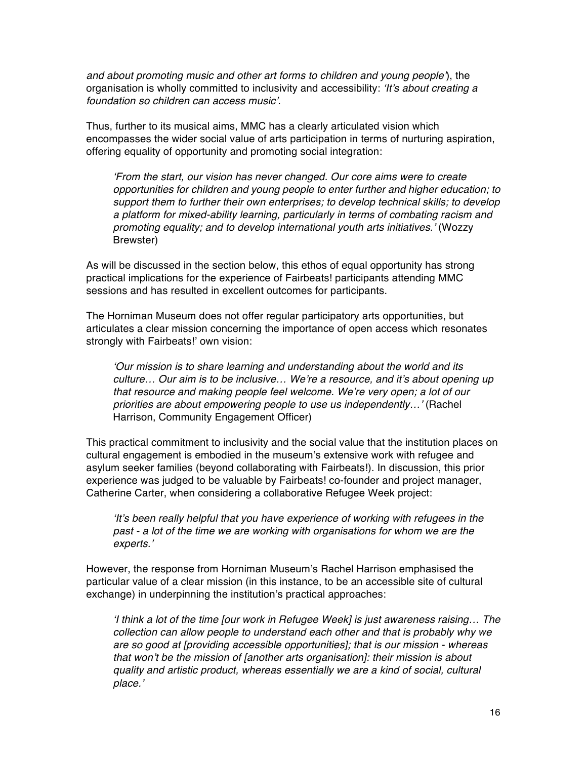*and about promoting music and other art forms to children and young people'*), the organisation is wholly committed to inclusivity and accessibility: *'It's about creating a foundation so children can access music'.*

Thus, further to its musical aims, MMC has a clearly articulated vision which encompasses the wider social value of arts participation in terms of nurturing aspiration, offering equality of opportunity and promoting social integration:

> *'From the start, our vision has never changed. Our core aims were to create opportunities for children and young people to enter further and higher education; to support them to further their own enterprises; to develop technical skills; to develop a platform for mixed-ability learning, particularly in terms of combating racism and promoting equality; and to develop international youth arts initiatives.'* (Wozzy Brewster)

As will be discussed in the section below, this ethos of equal opportunity has strong practical implications for the experience of Fairbeats! participants attending MMC sessions and has resulted in excellent outcomes for participants.

The Horniman Museum does not offer regular participatory arts opportunities, but articulates a clear mission concerning the importance of open access which resonates strongly with Fairbeats!' own vision:

> *'Our mission is to share learning and understanding about the world and its culture… Our aim is to be inclusive… We're a resource, and it's about opening up that resource and making people feel welcome. We're very open; a lot of our priorities are about empowering people to use us independently…'* (Rachel Harrison, Community Engagement Officer)

This practical commitment to inclusivity and the social value that the institution places on cultural engagement is embodied in the museum's extensive work with refugee and asylum seeker families (beyond collaborating with Fairbeats!). In discussion, this prior experience was judged to be valuable by Fairbeats! co-founder and project manager, Catherine Carter, when considering a collaborative Refugee Week project:

> *'It's been really helpful that you have experience of working with refugees in the past - a lot of the time we are working with organisations for whom we are the experts.'*

However, the response from Horniman Museum's Rachel Harrison emphasised the particular value of a clear mission (in this instance, to be an accessible site of cultural exchange) in underpinning the institution's practical approaches:

> *'I think a lot of the time [our work in Refugee Week] is just awareness raising… The collection can allow people to understand each other and that is probably why we are so good at [providing accessible opportunities]; that is our mission - whereas that won't be the mission of [another arts organisation]: their mission is about quality and artistic product, whereas essentially we are a kind of social, cultural place.'*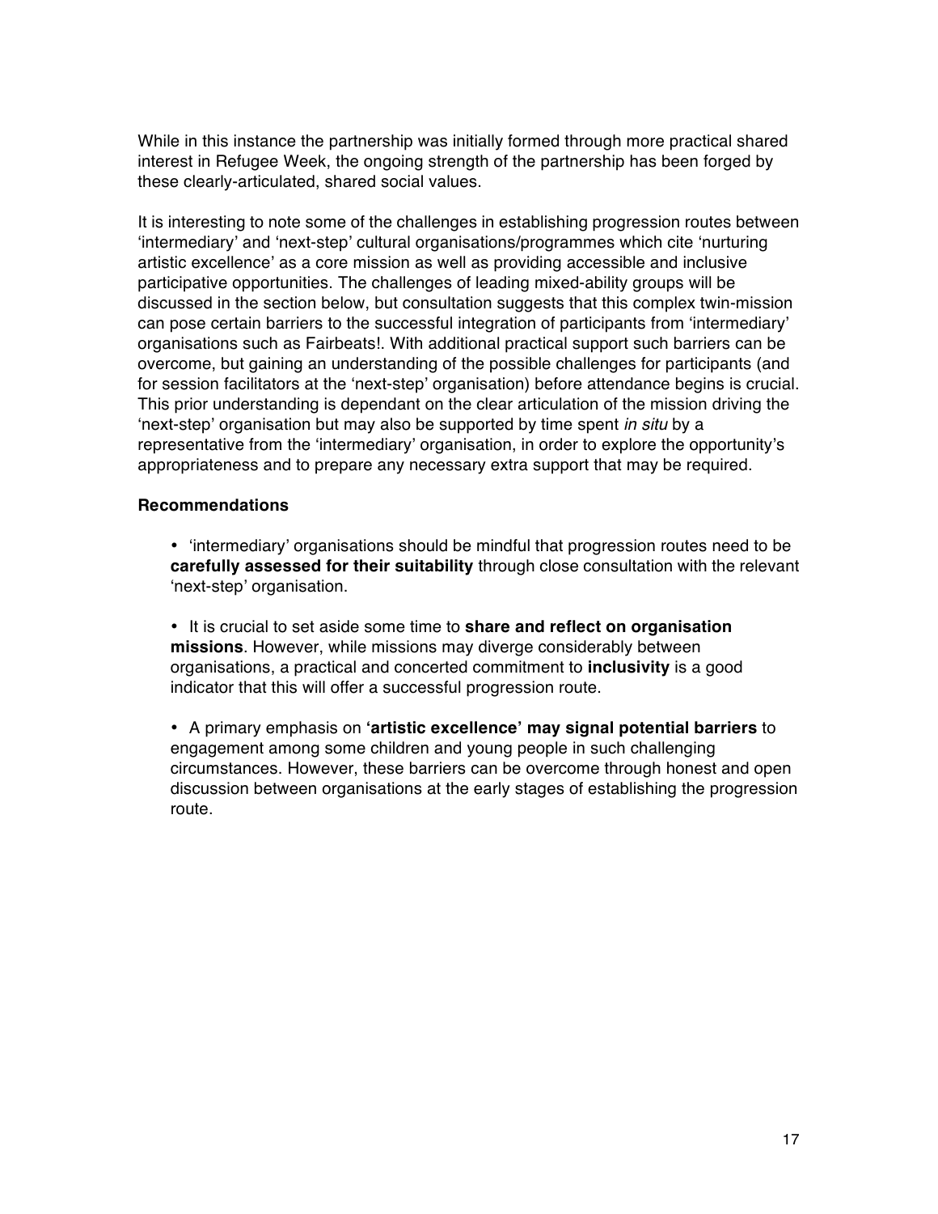While in this instance the partnership was initially formed through more practical shared interest in Refugee Week, the ongoing strength of the partnership has been forged by these clearly-articulated, shared social values.

It is interesting to note some of the challenges in establishing progression routes between 'intermediary' and 'next-step' cultural organisations/programmes which cite 'nurturing artistic excellence' as a core mission as well as providing accessible and inclusive participative opportunities. The challenges of leading mixed-ability groups will be discussed in the section below, but consultation suggests that this complex twin-mission can pose certain barriers to the successful integration of participants from 'intermediary' organisations such as Fairbeats!. With additional practical support such barriers can be overcome, but gaining an understanding of the possible challenges for participants (and for session facilitators at the 'next-step' organisation) before attendance begins is crucial. This prior understanding is dependant on the clear articulation of the mission driving the 'next-step' organisation but may also be supported by time spent *in situ* by a representative from the 'intermediary' organisation, in order to explore the opportunity's appropriateness and to prepare any necessary extra support that may be required.

**Recommendations**

- 'intermediary' organisations should be mindful that progression routes need to be **carefully assessed for their suitability** through close consultation with the relevant 'next-step' organisation.

- It is crucial to set aside some time to **share and reflect on organisation missions**. However, while missions may diverge considerably between organisations, a practical and concerted commitment to **inclusivity** is a good indicator that this will offer a successful progression route.

- A primary emphasis on **'artistic excellence' may signal potential barriers** to engagement among some children and young people in such challenging circumstances. However, these barriers can be overcome through honest and open discussion between organisations at the early stages of establishing the progression route.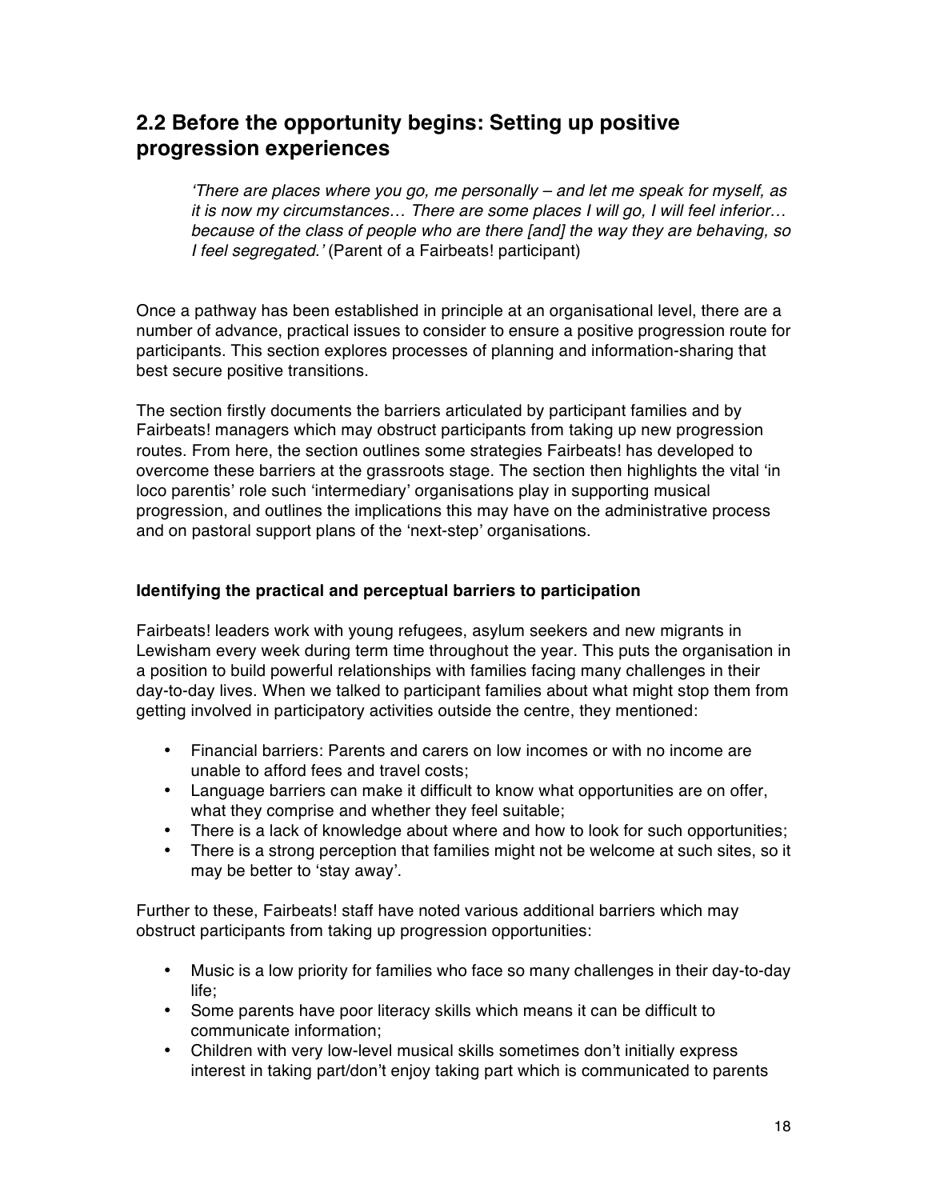## 2.2 Before the opportunity begins: Setting up positive progression experiences

> *'There are places where you go, me personally – and let me speak for myself, as it is now my circumstances… There are some places I will go, I will feel inferior… because of the class of people who are there [and] the way they are behaving, so I feel segregated.'* (Parent of a Fairbeats! participant)

Once a pathway has been established in principle at an organisational level, there are a number of advance, practical issues to consider to ensure a positive progression route for participants. This section explores processes of planning and information-sharing that best secure positive transitions.

The section firstly documents the barriers articulated by participant families and by Fairbeats! managers which may obstruct participants from taking up new progression routes. From here, the section outlines some strategies Fairbeats! has developed to overcome these barriers at the grassroots stage. The section then highlights the vital 'in loco parentis' role such 'intermediary' organisations play in supporting musical progression, and outlines the implications this may have on the administrative process and on pastoral support plans of the 'next-step' organisations.

### Identifying the practical and perceptual barriers to participation

Fairbeats! leaders work with young refugees, asylum seekers and new migrants in Lewisham every week during term time throughout the year. This puts the organisation in a position to build powerful relationships with families facing many challenges in their day-to-day lives. When we talked to participant families about what might stop them from getting involved in participatory activities outside the centre, they mentioned:

- Financial barriers: Parents and carers on low incomes or with no income are unable to afford fees and travel costs;
- Language barriers can make it difficult to know what opportunities are on offer, what they comprise and whether they feel suitable;
- There is a lack of knowledge about where and how to look for such opportunities;
- There is a strong perception that families might not be welcome at such sites, so it may be better to 'stay away'.

Further to these, Fairbeats! staff have noted various additional barriers which may obstruct participants from taking up progression opportunities:

- Music is a low priority for families who face so many challenges in their day-to-day life;
- Some parents have poor literacy skills which means it can be difficult to communicate information;
- Children with very low-level musical skills sometimes don't initially express interest in taking part/don't enjoy taking part which is communicated to parents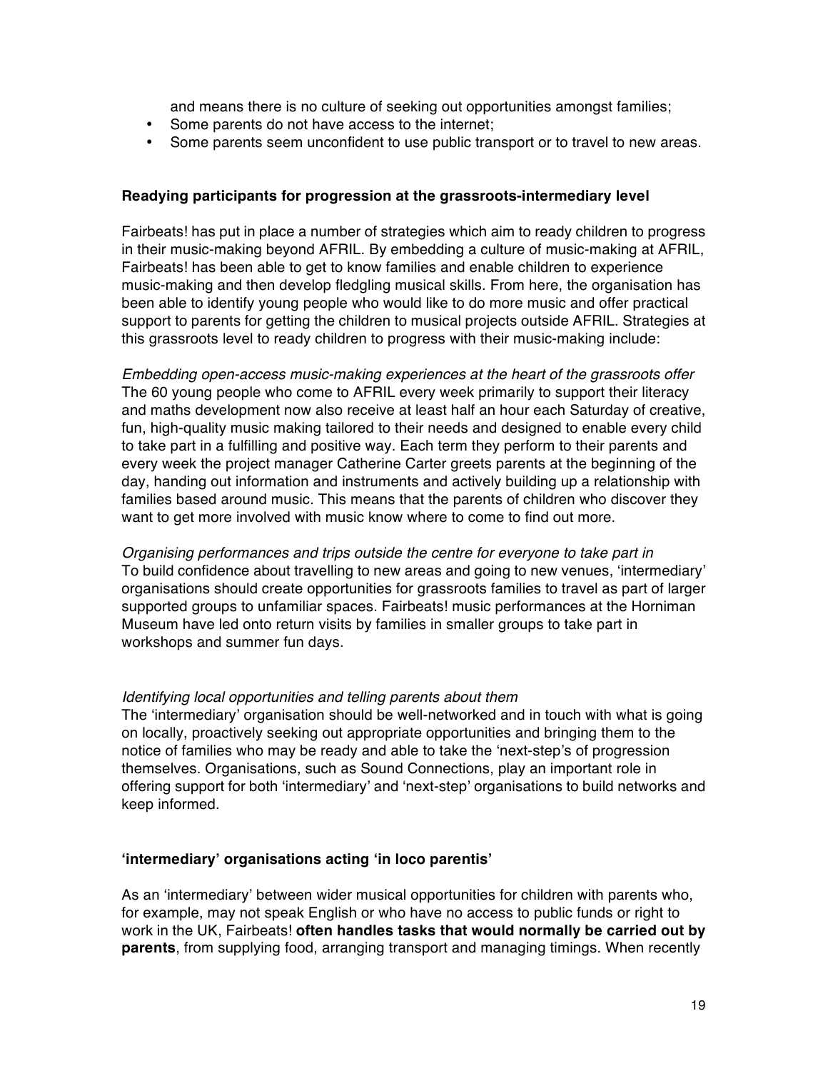and means there is no culture of seeking out opportunities amongst families;

- Some parents do not have access to the internet;
- Some parents seem unconfident to use public transport or to travel to new areas.

**Readying participants for progression at the grassroots-intermediary level**

Fairbeats! has put in place a number of strategies which aim to ready children to progress in their music-making beyond AFRIL. By embedding a culture of music-making at AFRIL, Fairbeats! has been able to get to know families and enable children to experience music-making and then develop fledgling musical skills. From here, the organisation has been able to identify young people who would like to do more music and offer practical support to parents for getting the children to musical projects outside AFRIL. Strategies at this grassroots level to ready children to progress with their music-making include:

*Embedding open-access music-making experiences at the heart of the grassroots offer*
The 60 young people who come to AFRIL every week primarily to support their literacy and maths development now also receive at least half an hour each Saturday of creative, fun, high-quality music making tailored to their needs and designed to enable every child to take part in a fulfilling and positive way. Each term they perform to their parents and every week the project manager Catherine Carter greets parents at the beginning of the day, handing out information and instruments and actively building up a relationship with families based around music. This means that the parents of children who discover they want to get more involved with music know where to come to find out more.

*Organising performances and trips outside the centre for everyone to take part in*
To build confidence about travelling to new areas and going to new venues, 'intermediary' organisations should create opportunities for grassroots families to travel as part of larger supported groups to unfamiliar spaces. Fairbeats! music performances at the Horniman Museum have led onto return visits by families in smaller groups to take part in workshops and summer fun days.

*Identifying local opportunities and telling parents about them*
The 'intermediary' organisation should be well-networked and in touch with what is going on locally, proactively seeking out appropriate opportunities and bringing them to the notice of families who may be ready and able to take the 'next-step's of progression themselves. Organisations, such as Sound Connections, play an important role in offering support for both 'intermediary' and 'next-step' organisations to build networks and keep informed.

**'intermediary' organisations acting 'in loco parentis'**

As an 'intermediary' between wider musical opportunities for children with parents who, for example, may not speak English or who have no access to public funds or right to work in the UK, Fairbeats! **often handles tasks that would normally be carried out by parents**, from supplying food, arranging transport and managing timings. When recently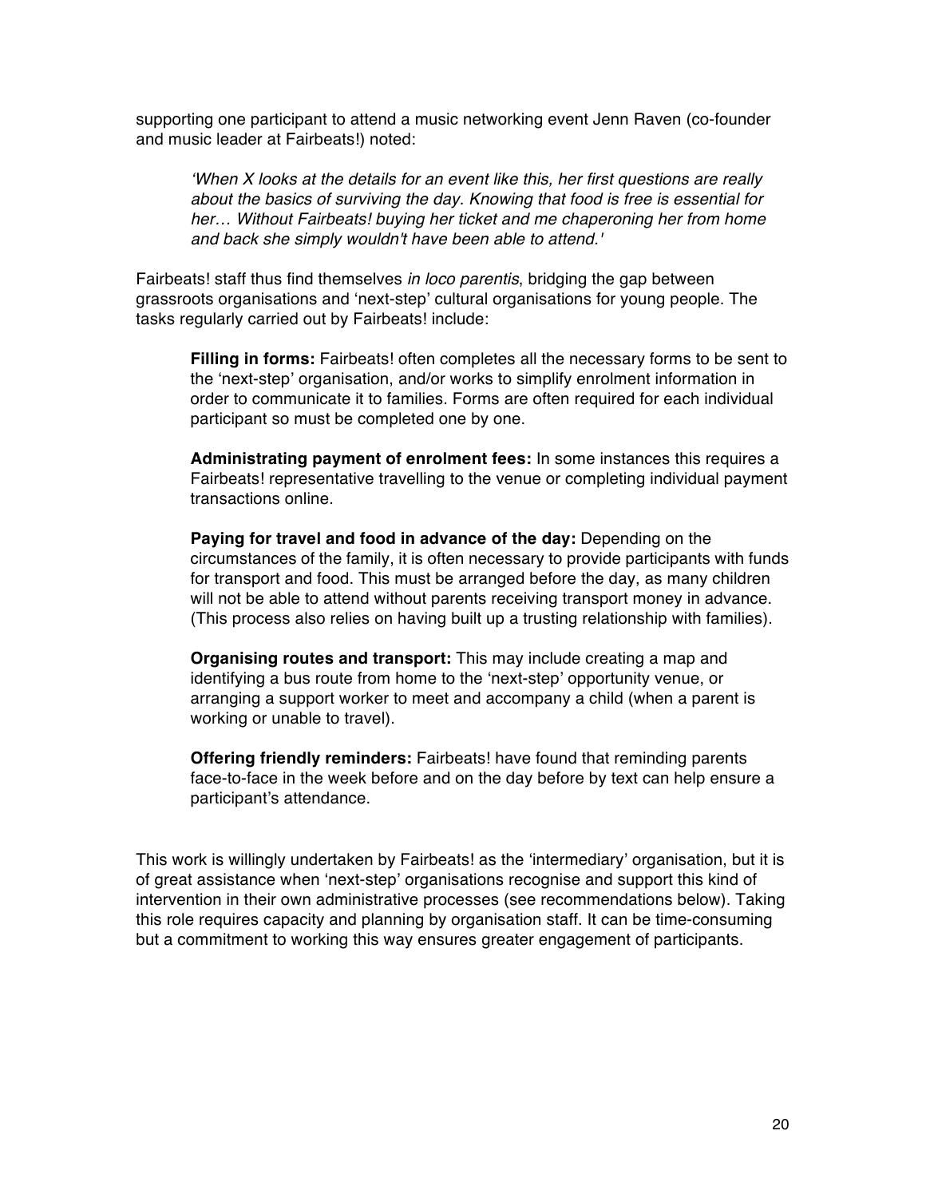supporting one participant to attend a music networking event Jenn Raven (co-founder and music leader at Fairbeats!) noted:

> *'When X looks at the details for an event like this, her first questions are really about the basics of surviving the day. Knowing that food is free is essential for her… Without Fairbeats! buying her ticket and me chaperoning her from home and back she simply wouldn't have been able to attend.'*

Fairbeats! staff thus find themselves *in loco parentis*, bridging the gap between grassroots organisations and 'next-step' cultural organisations for young people. The tasks regularly carried out by Fairbeats! include:

**Filling in forms:** Fairbeats! often completes all the necessary forms to be sent to the 'next-step' organisation, and/or works to simplify enrolment information in order to communicate it to families. Forms are often required for each individual participant so must be completed one by one.

**Administrating payment of enrolment fees:** In some instances this requires a Fairbeats! representative travelling to the venue or completing individual payment transactions online.

**Paying for travel and food in advance of the day:** Depending on the circumstances of the family, it is often necessary to provide participants with funds for transport and food. This must be arranged before the day, as many children will not be able to attend without parents receiving transport money in advance. (This process also relies on having built up a trusting relationship with families).

**Organising routes and transport:** This may include creating a map and identifying a bus route from home to the 'next-step' opportunity venue, or arranging a support worker to meet and accompany a child (when a parent is working or unable to travel).

**Offering friendly reminders:** Fairbeats! have found that reminding parents face-to-face in the week before and on the day before by text can help ensure a participant's attendance.

This work is willingly undertaken by Fairbeats! as the 'intermediary' organisation, but it is of great assistance when 'next-step' organisations recognise and support this kind of intervention in their own administrative processes (see recommendations below). Taking this role requires capacity and planning by organisation staff. It can be time-consuming but a commitment to working this way ensures greater engagement of participants.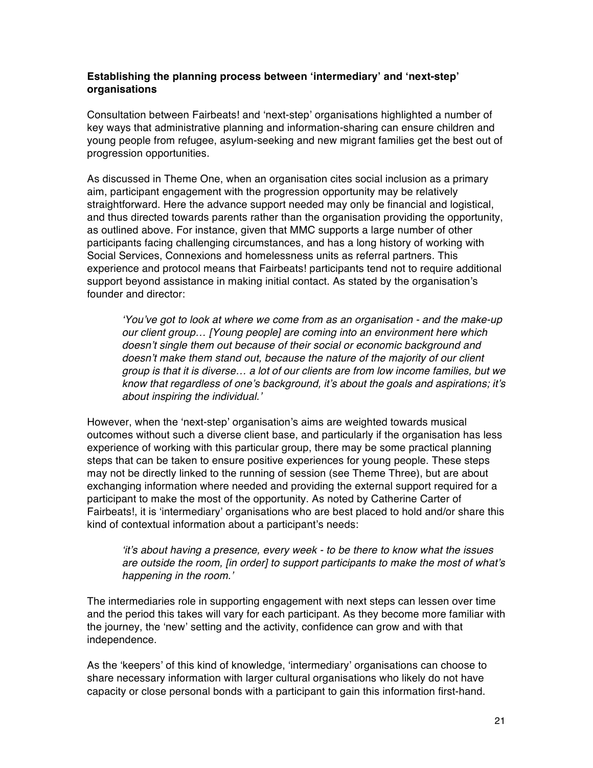**Establishing the planning process between 'intermediary' and 'next-step' organisations**

Consultation between Fairbeats! and 'next-step' organisations highlighted a number of key ways that administrative planning and information-sharing can ensure children and young people from refugee, asylum-seeking and new migrant families get the best out of progression opportunities.

As discussed in Theme One, when an organisation cites social inclusion as a primary aim, participant engagement with the progression opportunity may be relatively straightforward. Here the advance support needed may only be financial and logistical, and thus directed towards parents rather than the organisation providing the opportunity, as outlined above. For instance, given that MMC supports a large number of other participants facing challenging circumstances, and has a long history of working with Social Services, Connexions and homelessness units as referral partners. This experience and protocol means that Fairbeats! participants tend not to require additional support beyond assistance in making initial contact. As stated by the organisation's founder and director:

> *'You've got to look at where we come from as an organisation - and the make-up our client group… [Young people] are coming into an environment here which doesn't single them out because of their social or economic background and doesn't make them stand out, because the nature of the majority of our client group is that it is diverse… a lot of our clients are from low income families, but we know that regardless of one's background, it's about the goals and aspirations; it's about inspiring the individual.'*

However, when the 'next-step' organisation's aims are weighted towards musical outcomes without such a diverse client base, and particularly if the organisation has less experience of working with this particular group, there may be some practical planning steps that can be taken to ensure positive experiences for young people. These steps may not be directly linked to the running of session (see Theme Three), but are about exchanging information where needed and providing the external support required for a participant to make the most of the opportunity. As noted by Catherine Carter of Fairbeats!, it is 'intermediary' organisations who are best placed to hold and/or share this kind of contextual information about a participant's needs:

> *'it's about having a presence, every week - to be there to know what the issues are outside the room, [in order] to support participants to make the most of what's happening in the room.'*

The intermediaries role in supporting engagement with next steps can lessen over time and the period this takes will vary for each participant. As they become more familiar with the journey, the 'new' setting and the activity, confidence can grow and with that independence.

As the 'keepers' of this kind of knowledge, 'intermediary' organisations can choose to share necessary information with larger cultural organisations who likely do not have capacity or close personal bonds with a participant to gain this information first-hand.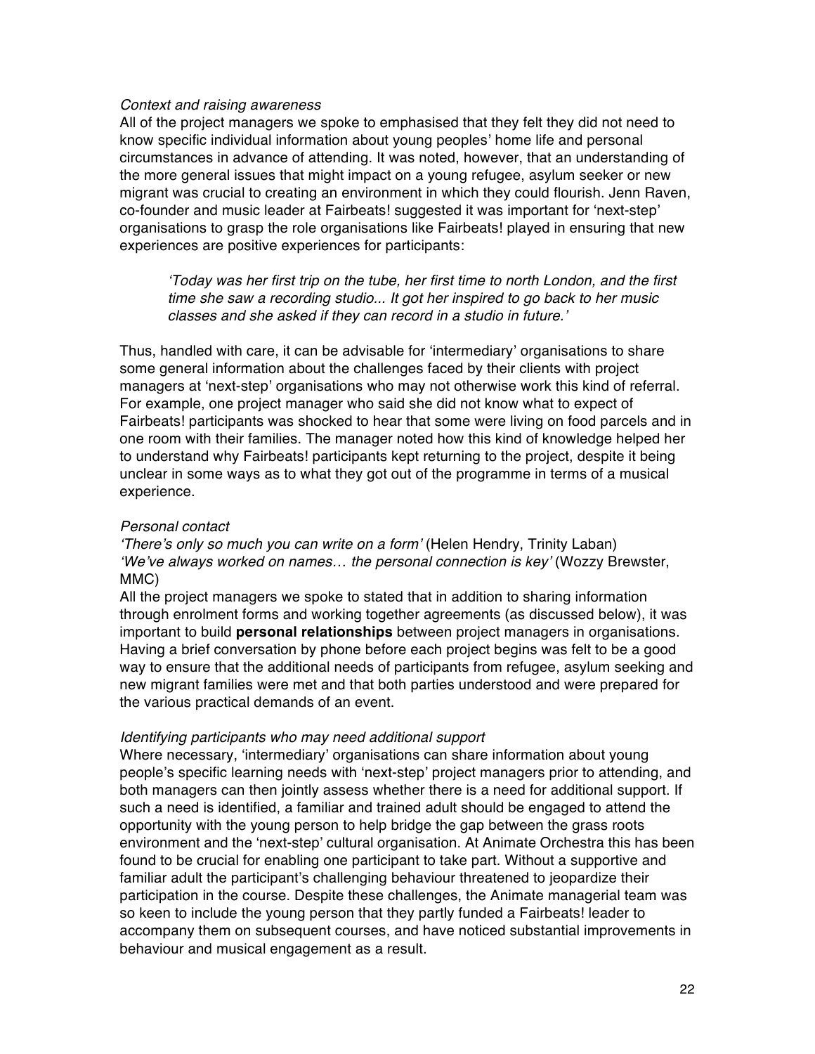*Context and raising awareness*

All of the project managers we spoke to emphasised that they felt they did not need to know specific individual information about young peoples' home life and personal circumstances in advance of attending. It was noted, however, that an understanding of the more general issues that might impact on a young refugee, asylum seeker or new migrant was crucial to creating an environment in which they could flourish. Jenn Raven, co-founder and music leader at Fairbeats! suggested it was important for 'next-step' organisations to grasp the role organisations like Fairbeats! played in ensuring that new experiences are positive experiences for participants:

> *'Today was her first trip on the tube, her first time to north London, and the first time she saw a recording studio... It got her inspired to go back to her music classes and she asked if they can record in a studio in future.'*

Thus, handled with care, it can be advisable for 'intermediary' organisations to share some general information about the challenges faced by their clients with project managers at 'next-step' organisations who may not otherwise work this kind of referral. For example, one project manager who said she did not know what to expect of Fairbeats! participants was shocked to hear that some were living on food parcels and in one room with their families. The manager noted how this kind of knowledge helped her to understand why Fairbeats! participants kept returning to the project, despite it being unclear in some ways as to what they got out of the programme in terms of a musical experience.

*Personal contact*

*'There's only so much you can write on a form'* (Helen Hendry, Trinity Laban)
*'We've always worked on names… the personal connection is key'* (Wozzy Brewster, MMC)

All the project managers we spoke to stated that in addition to sharing information through enrolment forms and working together agreements (as discussed below), it was important to build **personal relationships** between project managers in organisations. Having a brief conversation by phone before each project begins was felt to be a good way to ensure that the additional needs of participants from refugee, asylum seeking and new migrant families were met and that both parties understood and were prepared for the various practical demands of an event.

*Identifying participants who may need additional support*

Where necessary, 'intermediary' organisations can share information about young people's specific learning needs with 'next-step' project managers prior to attending, and both managers can then jointly assess whether there is a need for additional support. If such a need is identified, a familiar and trained adult should be engaged to attend the opportunity with the young person to help bridge the gap between the grass roots environment and the 'next-step' cultural organisation. At Animate Orchestra this has been found to be crucial for enabling one participant to take part. Without a supportive and familiar adult the participant's challenging behaviour threatened to jeopardize their participation in the course. Despite these challenges, the Animate managerial team was so keen to include the young person that they partly funded a Fairbeats! leader to accompany them on subsequent courses, and have noticed substantial improvements in behaviour and musical engagement as a result.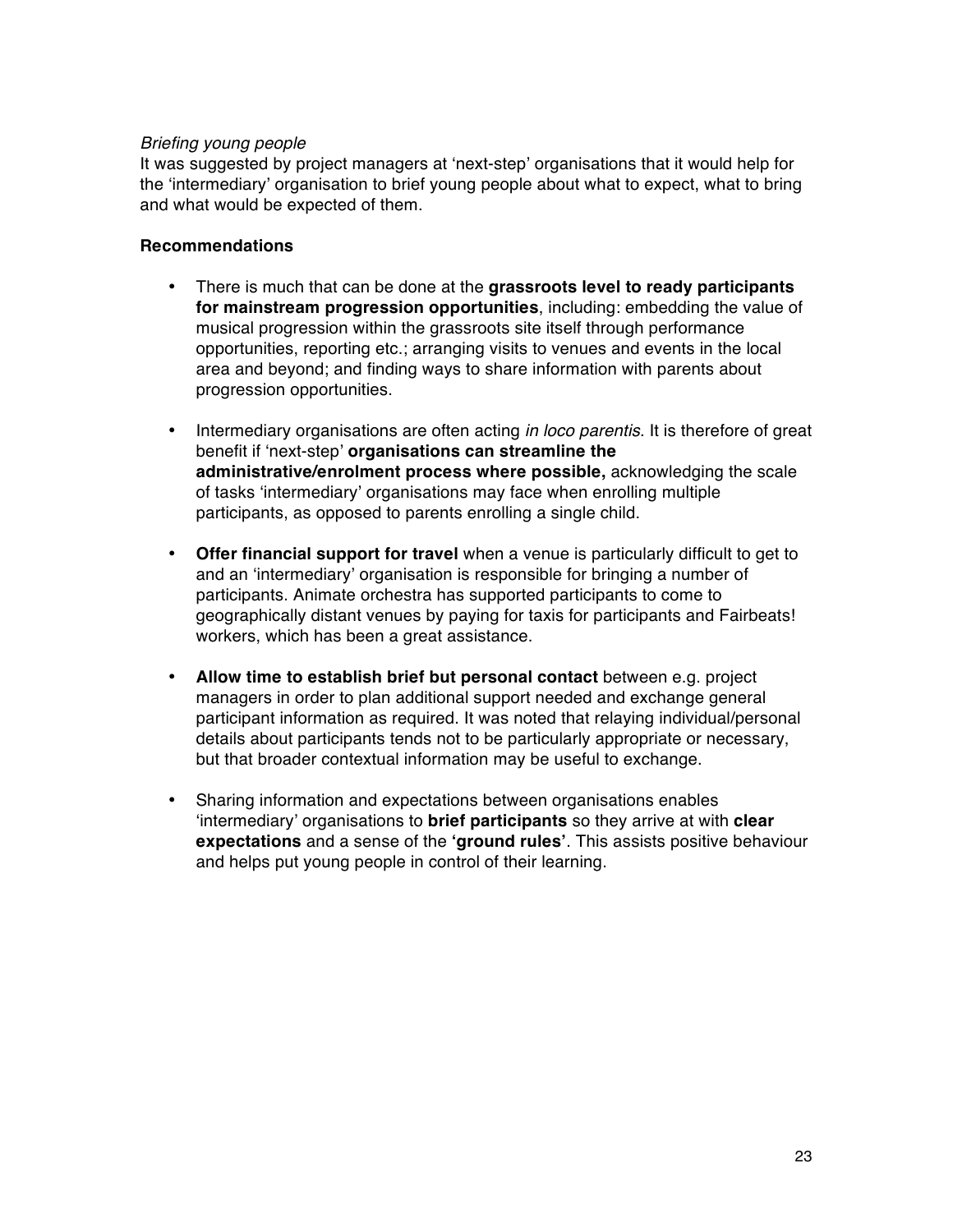*Briefing young people*
It was suggested by project managers at 'next-step' organisations that it would help for the 'intermediary' organisation to brief young people about what to expect, what to bring and what would be expected of them.

**Recommendations**

- There is much that can be done at the **grassroots level to ready participants for mainstream progression opportunities**, including: embedding the value of musical progression within the grassroots site itself through performance opportunities, reporting etc.; arranging visits to venues and events in the local area and beyond; and finding ways to share information with parents about progression opportunities.

- Intermediary organisations are often acting *in loco parentis*. It is therefore of great benefit if 'next-step' **organisations can streamline the administrative/enrolment process where possible,** acknowledging the scale of tasks 'intermediary' organisations may face when enrolling multiple participants, as opposed to parents enrolling a single child.

- **Offer financial support for travel** when a venue is particularly difficult to get to and an 'intermediary' organisation is responsible for bringing a number of participants. Animate orchestra has supported participants to come to geographically distant venues by paying for taxis for participants and Fairbeats! workers, which has been a great assistance.

- **Allow time to establish brief but personal contact** between e.g. project managers in order to plan additional support needed and exchange general participant information as required. It was noted that relaying individual/personal details about participants tends not to be particularly appropriate or necessary, but that broader contextual information may be useful to exchange.

- Sharing information and expectations between organisations enables 'intermediary' organisations to **brief participants** so they arrive at with **clear expectations** and a sense of the **'ground rules'**. This assists positive behaviour and helps put young people in control of their learning.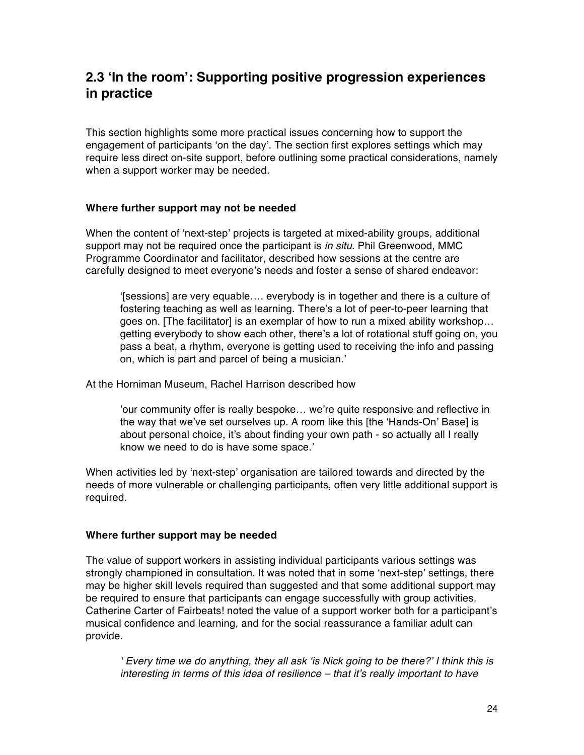## 2.3 'In the room': Supporting positive progression experiences in practice

This section highlights some more practical issues concerning how to support the engagement of participants 'on the day'. The section first explores settings which may require less direct on-site support, before outlining some practical considerations, namely when a support worker may be needed.

### Where further support may not be needed

When the content of 'next-step' projects is targeted at mixed-ability groups, additional support may not be required once the participant is *in situ*. Phil Greenwood, MMC Programme Coordinator and facilitator, described how sessions at the centre are carefully designed to meet everyone's needs and foster a sense of shared endeavor:

> '[sessions] are very equable…. everybody is in together and there is a culture of fostering teaching as well as learning. There's a lot of peer-to-peer learning that goes on. [The facilitator] is an exemplar of how to run a mixed ability workshop… getting everybody to show each other, there's a lot of rotational stuff going on, you pass a beat, a rhythm, everyone is getting used to receiving the info and passing on, which is part and parcel of being a musician.'

At the Horniman Museum, Rachel Harrison described how

> 'our community offer is really bespoke… we're quite responsive and reflective in the way that we've set ourselves up. A room like this [the 'Hands-On' Base] is about personal choice, it's about finding your own path - so actually all I really know we need to do is have some space.'

When activities led by 'next-step' organisation are tailored towards and directed by the needs of more vulnerable or challenging participants, often very little additional support is required.

### Where further support may be needed

The value of support workers in assisting individual participants various settings was strongly championed in consultation. It was noted that in some 'next-step' settings, there may be higher skill levels required than suggested and that some additional support may be required to ensure that participants can engage successfully with group activities. Catherine Carter of Fairbeats! noted the value of a support worker both for a participant's musical confidence and learning, and for the social reassurance a familiar adult can provide.

> *' Every time we do anything, they all ask 'is Nick going to be there?' I think this is interesting in terms of this idea of resilience – that it's really important to have*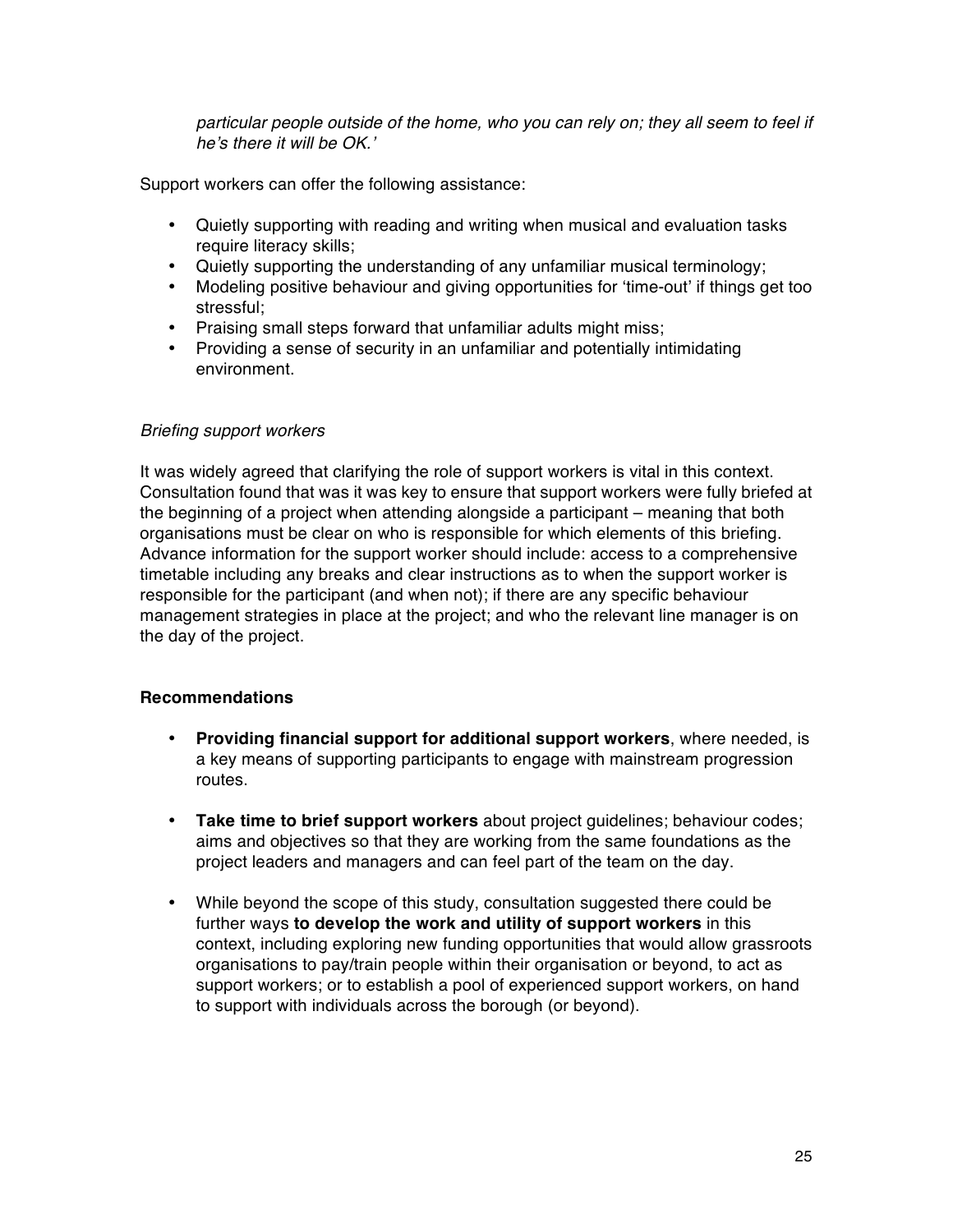*particular people outside of the home, who you can rely on; they all seem to feel if he's there it will be OK.'*

Support workers can offer the following assistance:

- Quietly supporting with reading and writing when musical and evaluation tasks require literacy skills;
- Quietly supporting the understanding of any unfamiliar musical terminology;
- Modeling positive behaviour and giving opportunities for 'time-out' if things get too stressful;
- Praising small steps forward that unfamiliar adults might miss;
- Providing a sense of security in an unfamiliar and potentially intimidating environment.

*Briefing support workers*

It was widely agreed that clarifying the role of support workers is vital in this context. Consultation found that was it was key to ensure that support workers were fully briefed at the beginning of a project when attending alongside a participant – meaning that both organisations must be clear on who is responsible for which elements of this briefing. Advance information for the support worker should include: access to a comprehensive timetable including any breaks and clear instructions as to when the support worker is responsible for the participant (and when not); if there are any specific behaviour management strategies in place at the project; and who the relevant line manager is on the day of the project.

**Recommendations**

- **Providing financial support for additional support workers**, where needed, is a key means of supporting participants to engage with mainstream progression routes.

- **Take time to brief support workers** about project guidelines; behaviour codes; aims and objectives so that they are working from the same foundations as the project leaders and managers and can feel part of the team on the day.

- While beyond the scope of this study, consultation suggested there could be further ways **to develop the work and utility of support workers** in this context, including exploring new funding opportunities that would allow grassroots organisations to pay/train people within their organisation or beyond, to act as support workers; or to establish a pool of experienced support workers, on hand to support with individuals across the borough (or beyond).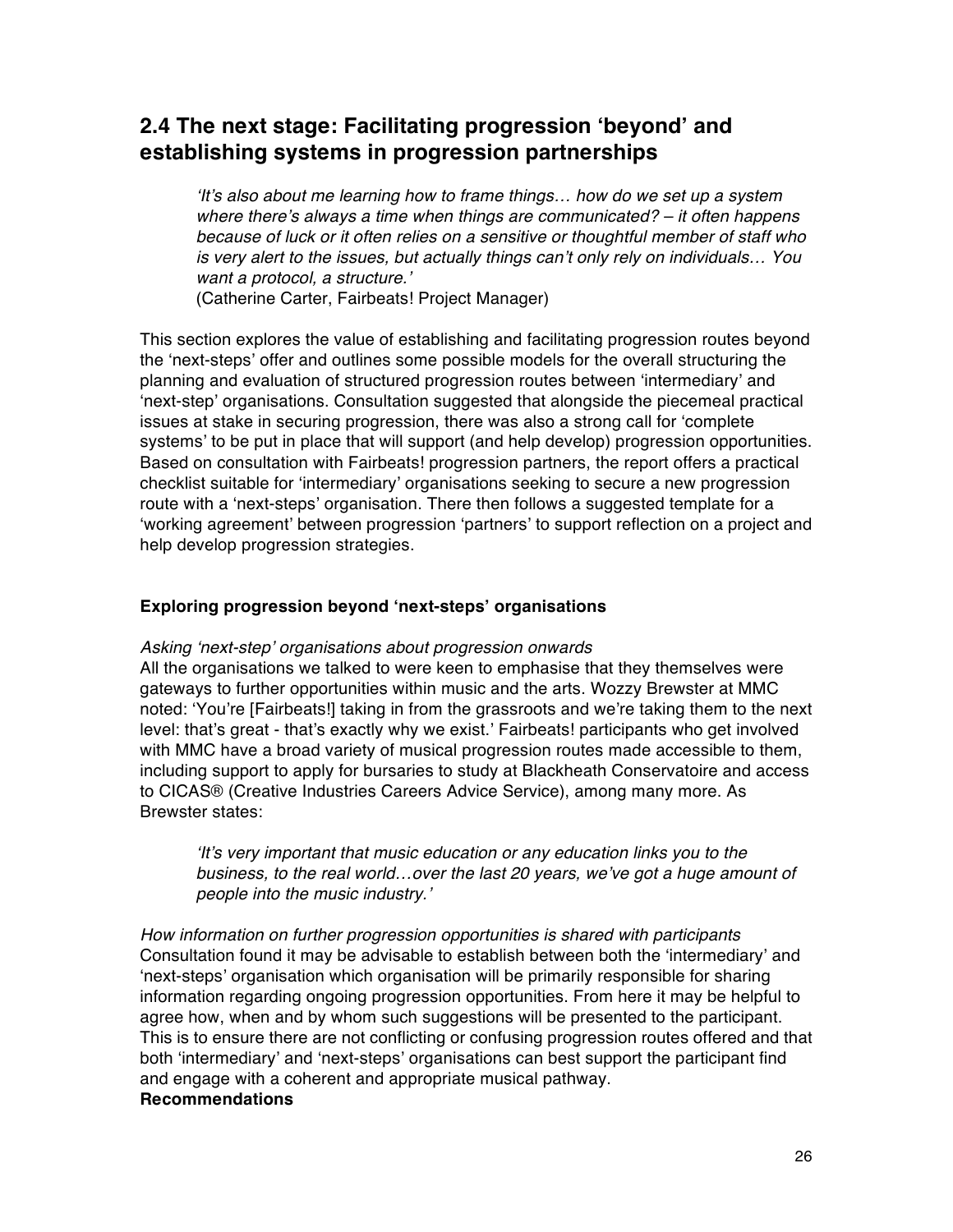## 2.4 The next stage: Facilitating progression 'beyond' and establishing systems in progression partnerships

> *'It's also about me learning how to frame things… how do we set up a system where there's always a time when things are communicated? – it often happens because of luck or it often relies on a sensitive or thoughtful member of staff who is very alert to the issues, but actually things can't only rely on individuals… You want a protocol, a structure.'*
> (Catherine Carter, Fairbeats! Project Manager)

This section explores the value of establishing and facilitating progression routes beyond the 'next-steps' offer and outlines some possible models for the overall structuring the planning and evaluation of structured progression routes between 'intermediary' and 'next-step' organisations. Consultation suggested that alongside the piecemeal practical issues at stake in securing progression, there was also a strong call for 'complete systems' to be put in place that will support (and help develop) progression opportunities. Based on consultation with Fairbeats! progression partners, the report offers a practical checklist suitable for 'intermediary' organisations seeking to secure a new progression route with a 'next-steps' organisation. There then follows a suggested template for a 'working agreement' between progression 'partners' to support reflection on a project and help develop progression strategies.

### Exploring progression beyond 'next-steps' organisations

*Asking 'next-step' organisations about progression onwards*
All the organisations we talked to were keen to emphasise that they themselves were gateways to further opportunities within music and the arts. Wozzy Brewster at MMC noted: 'You're [Fairbeats!] taking in from the grassroots and we're taking them to the next level: that's great - that's exactly why we exist.' Fairbeats! participants who get involved with MMC have a broad variety of musical progression routes made accessible to them, including support to apply for bursaries to study at Blackheath Conservatoire and access to CICAS® (Creative Industries Careers Advice Service), among many more. As Brewster states:

> *'It's very important that music education or any education links you to the business, to the real world…over the last 20 years, we've got a huge amount of people into the music industry.'*

*How information on further progression opportunities is shared with participants*
Consultation found it may be advisable to establish between both the 'intermediary' and 'next-steps' organisation which organisation will be primarily responsible for sharing information regarding ongoing progression opportunities. From here it may be helpful to agree how, when and by whom such suggestions will be presented to the participant. This is to ensure there are not conflicting or confusing progression routes offered and that both 'intermediary' and 'next-steps' organisations can best support the participant find and engage with a coherent and appropriate musical pathway.

**Recommendations**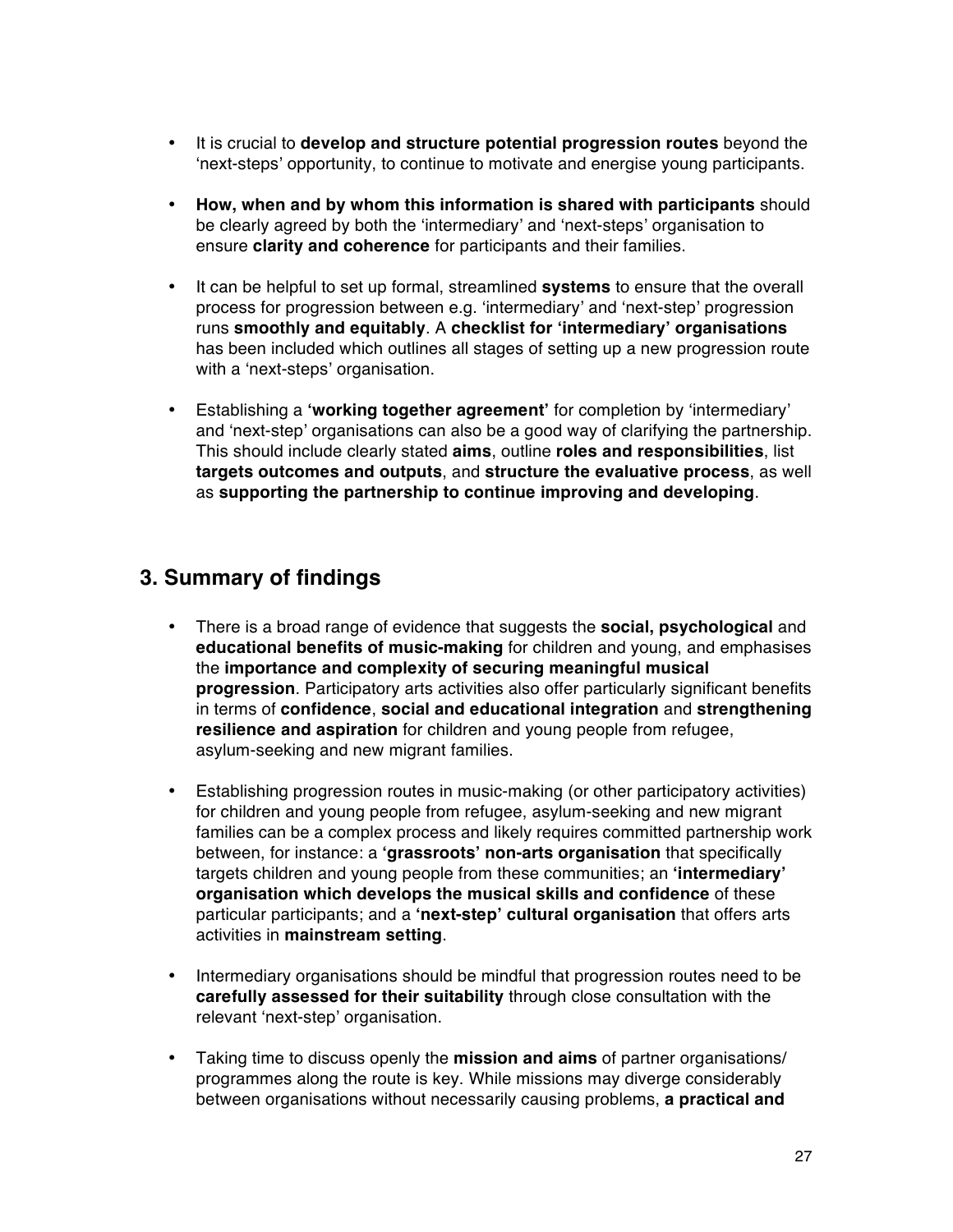- It is crucial to **develop and structure potential progression routes** beyond the 'next-steps' opportunity, to continue to motivate and energise young participants.

- **How, when and by whom this information is shared with participants** should be clearly agreed by both the 'intermediary' and 'next-steps' organisation to ensure **clarity and coherence** for participants and their families.

- It can be helpful to set up formal, streamlined **systems** to ensure that the overall process for progression between e.g. 'intermediary' and 'next-step' progression runs **smoothly and equitably**. A **checklist for 'intermediary' organisations** has been included which outlines all stages of setting up a new progression route with a 'next-steps' organisation.

- Establishing a **'working together agreement'** for completion by 'intermediary' and 'next-step' organisations can also be a good way of clarifying the partnership. This should include clearly stated **aims**, outline **roles and responsibilities**, list **targets outcomes and outputs**, and **structure the evaluative process**, as well as **supporting the partnership to continue improving and developing**.

## 3. Summary of findings

- There is a broad range of evidence that suggests the **social, psychological** and **educational benefits of music-making** for children and young, and emphasises the **importance and complexity of securing meaningful musical progression**. Participatory arts activities also offer particularly significant benefits in terms of **confidence**, **social and educational integration** and **strengthening resilience and aspiration** for children and young people from refugee, asylum-seeking and new migrant families.

- Establishing progression routes in music-making (or other participatory activities) for children and young people from refugee, asylum-seeking and new migrant families can be a complex process and likely requires committed partnership work between, for instance: a **'grassroots' non-arts organisation** that specifically targets children and young people from these communities; an **'intermediary' organisation which develops the musical skills and confidence** of these particular participants; and a **'next-step' cultural organisation** that offers arts activities in **mainstream setting**.

- Intermediary organisations should be mindful that progression routes need to be **carefully assessed for their suitability** through close consultation with the relevant 'next-step' organisation.

- Taking time to discuss openly the **mission and aims** of partner organisations/ programmes along the route is key. While missions may diverge considerably between organisations without necessarily causing problems, **a practical and**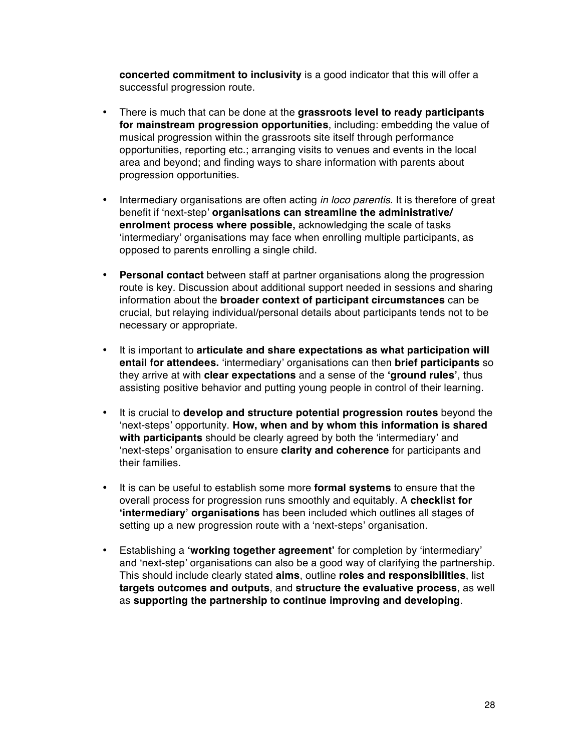**concerted commitment to inclusivity** is a good indicator that this will offer a successful progression route.

- There is much that can be done at the **grassroots level to ready participants for mainstream progression opportunities**, including: embedding the value of musical progression within the grassroots site itself through performance opportunities, reporting etc.; arranging visits to venues and events in the local area and beyond; and finding ways to share information with parents about progression opportunities.

- Intermediary organisations are often acting *in loco parentis*. It is therefore of great benefit if 'next-step' **organisations can streamline the administrative/ enrolment process where possible,** acknowledging the scale of tasks 'intermediary' organisations may face when enrolling multiple participants, as opposed to parents enrolling a single child.

- **Personal contact** between staff at partner organisations along the progression route is key. Discussion about additional support needed in sessions and sharing information about the **broader context of participant circumstances** can be crucial, but relaying individual/personal details about participants tends not to be necessary or appropriate.

- It is important to **articulate and share expectations as what participation will entail for attendees.** 'intermediary' organisations can then **brief participants** so they arrive at with **clear expectations** and a sense of the **'ground rules'**, thus assisting positive behavior and putting young people in control of their learning.

- It is crucial to **develop and structure potential progression routes** beyond the 'next-steps' opportunity. **How, when and by whom this information is shared with participants** should be clearly agreed by both the 'intermediary' and 'next-steps' organisation to ensure **clarity and coherence** for participants and their families.

- It is can be useful to establish some more **formal systems** to ensure that the overall process for progression runs smoothly and equitably. A **checklist for 'intermediary' organisations** has been included which outlines all stages of setting up a new progression route with a 'next-steps' organisation.

- Establishing a **'working together agreement'** for completion by 'intermediary' and 'next-step' organisations can also be a good way of clarifying the partnership. This should include clearly stated **aims**, outline **roles and responsibilities**, list **targets outcomes and outputs**, and **structure the evaluative process**, as well as **supporting the partnership to continue improving and developing**.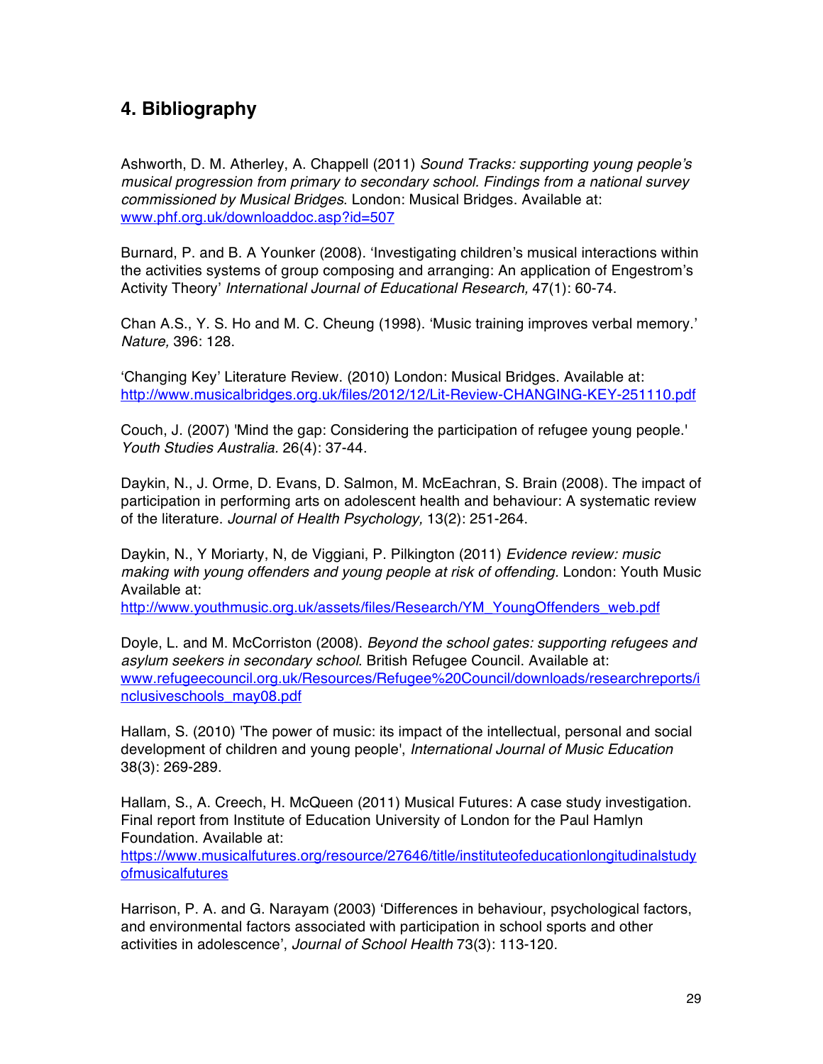## 4. Bibliography

Ashworth, D. M. Atherley, A. Chappell (2011) *Sound Tracks: supporting young people's musical progression from primary to secondary school. Findings from a national survey commissioned by Musical Bridges*. London: Musical Bridges. Available at: www.phf.org.uk/downloaddoc.asp?id=507

Burnard, P. and B. A Younker (2008). 'Investigating children's musical interactions within the activities systems of group composing and arranging: An application of Engestrom's Activity Theory' *International Journal of Educational Research,* 47(1): 60-74.

Chan A.S., Y. S. Ho and M. C. Cheung (1998). 'Music training improves verbal memory.' *Nature,* 396: 128.

'Changing Key' Literature Review. (2010) London: Musical Bridges. Available at: http://www.musicalbridges.org.uk/files/2012/12/Lit-Review-CHANGING-KEY-251110.pdf

Couch, J. (2007) 'Mind the gap: Considering the participation of refugee young people.' *Youth Studies Australia.* 26(4): 37-44.

Daykin, N., J. Orme, D. Evans, D. Salmon, M. McEachran, S. Brain (2008). The impact of participation in performing arts on adolescent health and behaviour: A systematic review of the literature. *Journal of Health Psychology,* 13(2): 251-264.

Daykin, N., Y Moriarty, N, de Viggiani, P. Pilkington (2011) *Evidence review: music making with young offenders and young people at risk of offending*. London: Youth Music Available at:
http://www.youthmusic.org.uk/assets/files/Research/YM_YoungOffenders_web.pdf

Doyle, L. and M. McCorriston (2008). *Beyond the school gates: supporting refugees and asylum seekers in secondary school*. British Refugee Council. Available at: www.refugeecouncil.org.uk/Resources/Refugee%20Council/downloads/researchreports/inclusiveschools_may08.pdf

Hallam, S. (2010) 'The power of music: its impact of the intellectual, personal and social development of children and young people', *International Journal of Music Education* 38(3): 269-289.

Hallam, S., A. Creech, H. McQueen (2011) Musical Futures: A case study investigation. Final report from Institute of Education University of London for the Paul Hamlyn Foundation. Available at:
https://www.musicalfutures.org/resource/27646/title/instituteofeducationlongitudinalstudyofmusicalfutures

Harrison, P. A. and G. Narayam (2003) 'Differences in behaviour, psychological factors, and environmental factors associated with participation in school sports and other activities in adolescence', *Journal of School Health* 73(3): 113-120.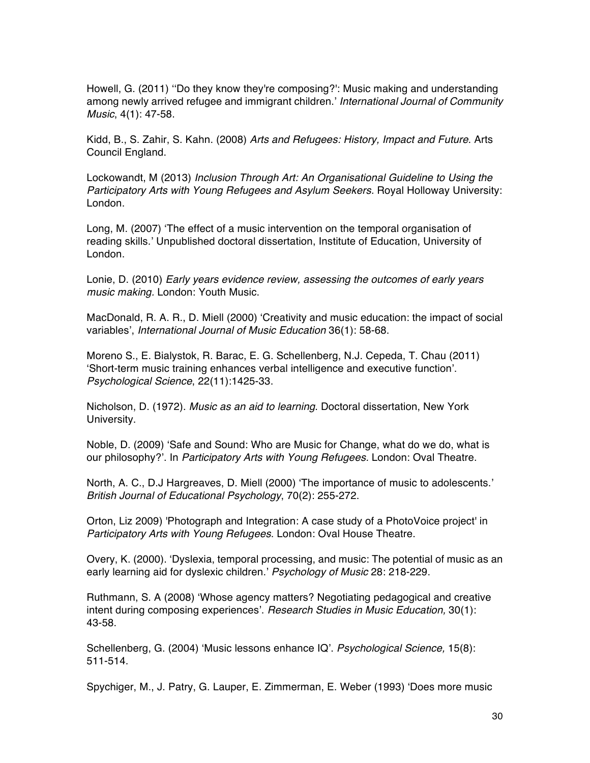Howell, G. (2011) ''Do they know they're composing?': Music making and understanding among newly arrived refugee and immigrant children.' *International Journal of Community Music*, 4(1): 47-58.

Kidd, B., S. Zahir, S. Kahn. (2008) *Arts and Refugees: History, Impact and Future*. Arts Council England.

Lockowandt, M (2013) *Inclusion Through Art: An Organisational Guideline to Using the Participatory Arts with Young Refugees and Asylum Seekers.* Royal Holloway University: London.

Long, M. (2007) 'The effect of a music intervention on the temporal organisation of reading skills.' Unpublished doctoral dissertation, Institute of Education, University of London.

Lonie, D. (2010) *Early years evidence review, assessing the outcomes of early years music making*. London: Youth Music.

MacDonald, R. A. R., D. Miell (2000) 'Creativity and music education: the impact of social variables', *International Journal of Music Education* 36(1): 58-68.

Moreno S., E. Bialystok, R. Barac, E. G. Schellenberg, N.J. Cepeda, T. Chau (2011) 'Short-term music training enhances verbal intelligence and executive function'. *Psychological Science*, 22(11):1425-33.

Nicholson, D. (1972). *Music as an aid to learning*. Doctoral dissertation, New York University.

Noble, D. (2009) 'Safe and Sound: Who are Music for Change, what do we do, what is our philosophy?'. In *Participatory Arts with Young Refugees.* London: Oval Theatre.

North, A. C., D.J Hargreaves, D. Miell (2000) 'The importance of music to adolescents.' *British Journal of Educational Psychology*, 70(2): 255-272.

Orton, Liz 2009) 'Photograph and Integration: A case study of a PhotoVoice project' in *Participatory Arts with Young Refugees*. London: Oval House Theatre.

Overy, K. (2000). 'Dyslexia, temporal processing, and music: The potential of music as an early learning aid for dyslexic children.' *Psychology of Music* 28: 218-229.

Ruthmann, S. A (2008) 'Whose agency matters? Negotiating pedagogical and creative intent during composing experiences'. *Research Studies in Music Education,* 30(1): 43-58.

Schellenberg, G. (2004) 'Music lessons enhance IQ'. *Psychological Science,* 15(8): 511-514.

Spychiger, M., J. Patry, G. Lauper, E. Zimmerman, E. Weber (1993) 'Does more music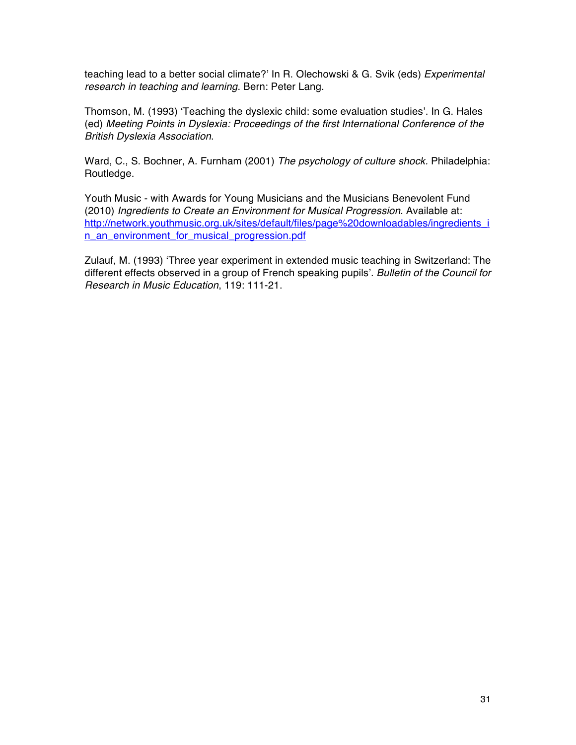teaching lead to a better social climate?' In R. Olechowski & G. Svik (eds) *Experimental research in teaching and learning*. Bern: Peter Lang.

Thomson, M. (1993) 'Teaching the dyslexic child: some evaluation studies'. In G. Hales (ed) *Meeting Points in Dyslexia: Proceedings of the first International Conference of the British Dyslexia Association*.

Ward, C., S. Bochner, A. Furnham (2001) *The psychology of culture shock.* Philadelphia: Routledge.

Youth Music - with Awards for Young Musicians and the Musicians Benevolent Fund (2010) *Ingredients to Create an Environment for Musical Progression.* Available at: [http://network.youthmusic.org.uk/sites/default/files/page%20downloadables/ingredients_in_an_environment_for_musical_progression.pdf](http://network.youthmusic.org.uk/sites/default/files/page%20downloadables/ingredients_in_an_environment_for_musical_progression.pdf)

Zulauf, M. (1993) 'Three year experiment in extended music teaching in Switzerland: The different effects observed in a group of French speaking pupils'. *Bulletin of the Council for Research in Music Education*, 119: 111-21.